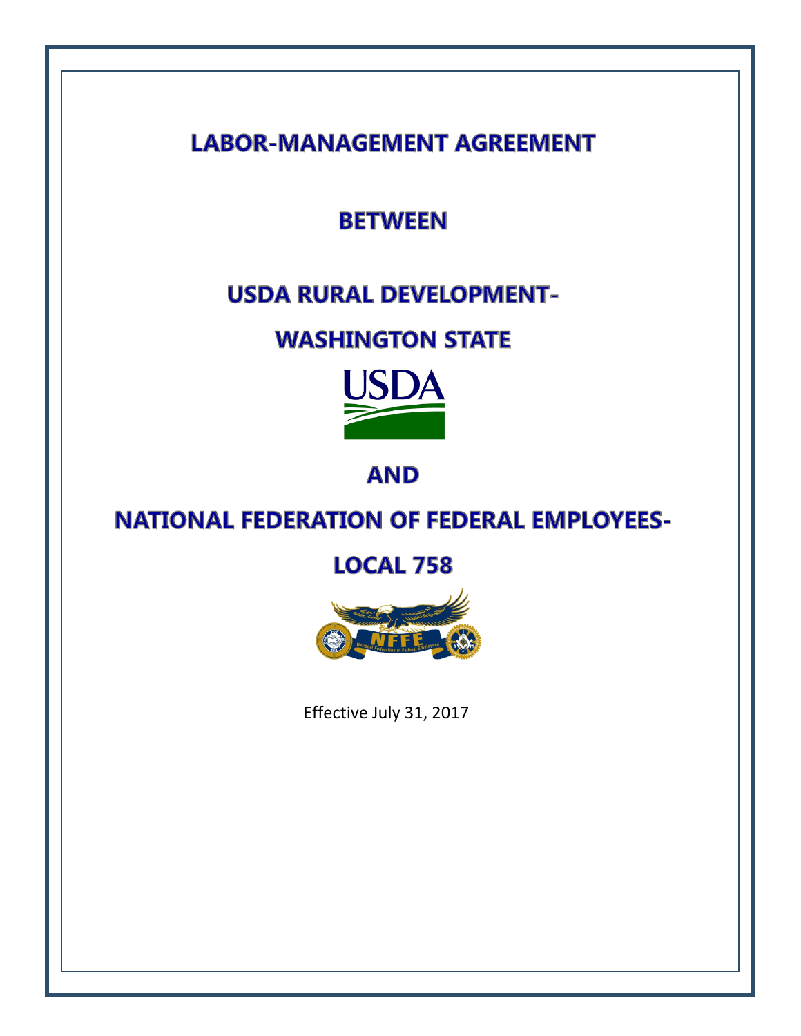# LABOR-MANAGEMENT AGREEMENT

# BETWEEN

# USDA RURAL DEVELOPMENT-

# WASHINGTON STATE

# AND

# NATIONAL FEDERATION OF FEDERAL EMPLOYEES-

# LOCAL 758

Effective July 31, 2017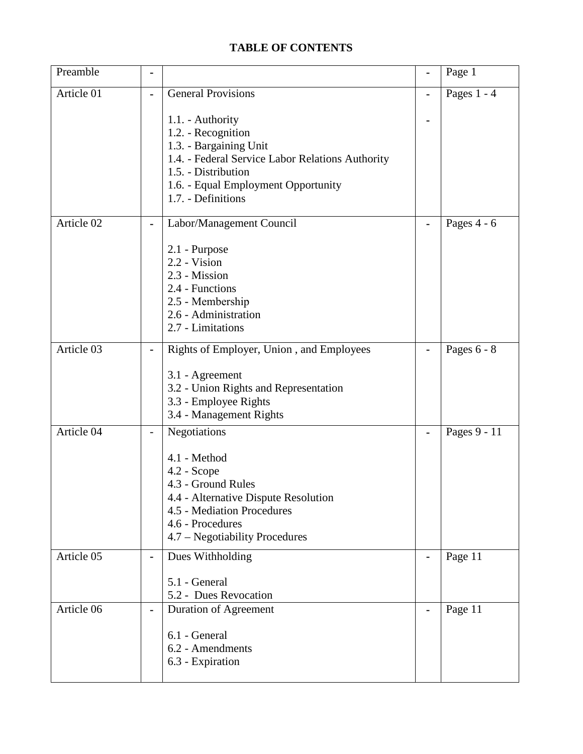# TABLE OF CONTENTS

| | | | | |
|---|---|---|---|---|
| Preamble | - | | - | Page 1 |
| Article 01 | - | General Provisions<br><br>1.1. - Authority<br>1.2. - Recognition<br>1.3. - Bargaining Unit<br>1.4. - Federal Service Labor Relations Authority<br>1.5. - Distribution<br>1.6. - Equal Employment Opportunity<br>1.7. - Definitions | -<br><br>- | Pages 1 - 4 |
| Article 02 | - | Labor/Management Council<br><br>2.1 - Purpose<br>2.2 - Vision<br>2.3 - Mission<br>2.4 - Functions<br>2.5 - Membership<br>2.6 - Administration<br>2.7 - Limitations | - | Pages 4 - 6 |
| Article 03 | - | Rights of Employer, Union , and Employees<br><br>3.1 - Agreement<br>3.2 - Union Rights and Representation<br>3.3 - Employee Rights<br>3.4 - Management Rights | - | Pages 6 - 8 |
| Article 04 | - | Negotiations<br><br>4.1 - Method<br>4.2 - Scope<br>4.3 - Ground Rules<br>4.4 - Alternative Dispute Resolution<br>4.5 - Mediation Procedures<br>4.6 - Procedures<br>4.7 – Negotiability Procedures | - | Pages 9 - 11 |
| Article 05 | - | Dues Withholding<br><br>5.1 - General<br>5.2 - Dues Revocation | - | Page 11 |
| Article 06 | - | Duration of Agreement<br><br>6.1 - General<br>6.2 - Amendments<br>6.3 - Expiration | - | Page 11 |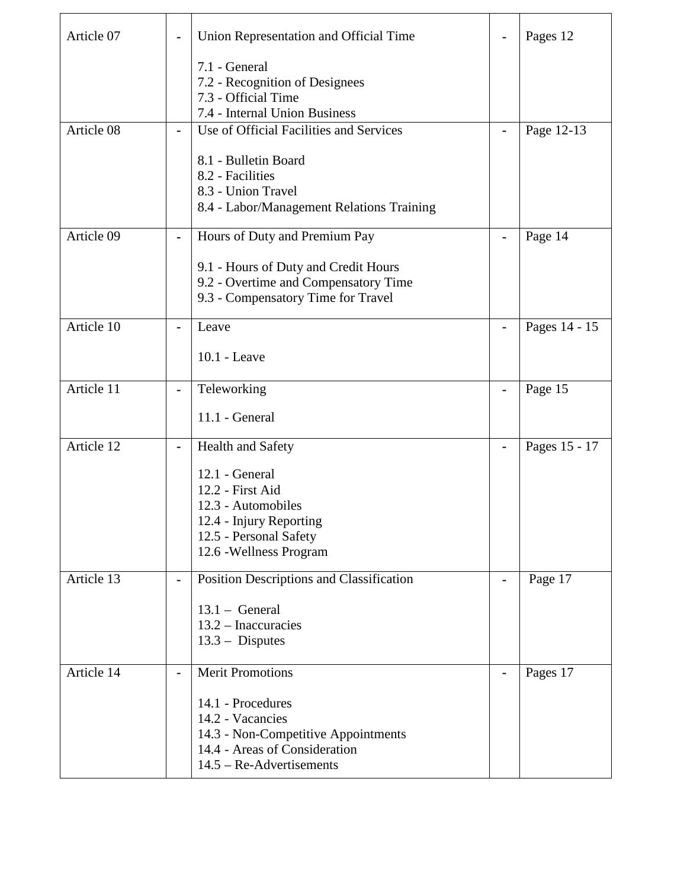| Article 07 | - | Union Representation and Official Time<br><br>7.1 - General<br>7.2 - Recognition of Designees<br>7.3 - Official Time<br>7.4 - Internal Union Business | - | Pages 12 |
|---|---|---|---|---|
| Article 08 | - | Use of Official Facilities and Services<br><br>8.1 - Bulletin Board<br>8.2 - Facilities<br>8.3 - Union Travel<br>8.4 - Labor/Management Relations Training | - | Page 12-13 |
| Article 09 | - | Hours of Duty and Premium Pay<br><br>9.1 - Hours of Duty and Credit Hours<br>9.2 - Overtime and Compensatory Time<br>9.3 - Compensatory Time for Travel | - | Page 14 |
| Article 10 | - | Leave<br><br>10.1 - Leave | - | Pages 14 - 15 |
| Article 11 | - | Teleworking<br><br>11.1 - General | - | Page 15 |
| Article 12 | - | Health and Safety<br><br>12.1 - General<br>12.2 - First Aid<br>12.3 - Automobiles<br>12.4 - Injury Reporting<br>12.5 - Personal Safety<br>12.6 -Wellness Program | - | Pages 15 - 17 |
| Article 13 | - | Position Descriptions and Classification<br><br>13.1 – General<br>13.2 – Inaccuracies<br>13.3 – Disputes | - | Page 17 |
| Article 14 | - | Merit Promotions<br><br>14.1 - Procedures<br>14.2 - Vacancies<br>14.3 - Non-Competitive Appointments<br>14.4 - Areas of Consideration<br>14.5 – Re-Advertisements | - | Pages 17 |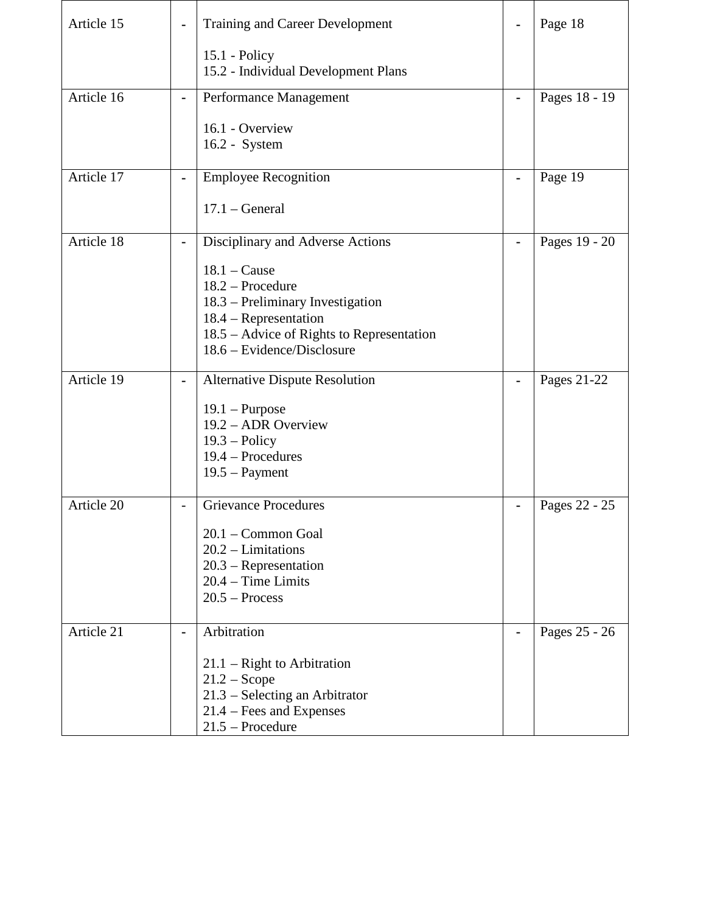| | | | | |
|---|---|---|---|---|
| Article 15 | - | Training and Career Development<br><br>15.1 - Policy<br>15.2 - Individual Development Plans | - | Page 18 |
| Article 16 | - | Performance Management<br><br>16.1 - Overview<br>16.2 - System | - | Pages 18 - 19 |
| Article 17 | - | Employee Recognition<br><br>17.1 – General | - | Page 19 |
| Article 18 | - | Disciplinary and Adverse Actions<br><br>18.1 – Cause<br>18.2 – Procedure<br>18.3 – Preliminary Investigation<br>18.4 – Representation<br>18.5 – Advice of Rights to Representation<br>18.6 – Evidence/Disclosure | - | Pages 19 - 20 |
| Article 19 | - | Alternative Dispute Resolution<br><br>19.1 – Purpose<br>19.2 – ADR Overview<br>19.3 – Policy<br>19.4 – Procedures<br>19.5 – Payment | - | Pages 21-22 |
| Article 20 | - | Grievance Procedures<br><br>20.1 – Common Goal<br>20.2 – Limitations<br>20.3 – Representation<br>20.4 – Time Limits<br>20.5 – Process | - | Pages 22 - 25 |
| Article 21 | - | Arbitration<br><br>21.1 – Right to Arbitration<br>21.2 – Scope<br>21.3 – Selecting an Arbitrator<br>21.4 – Fees and Expenses<br>21.5 – Procedure | - | Pages 25 - 26 |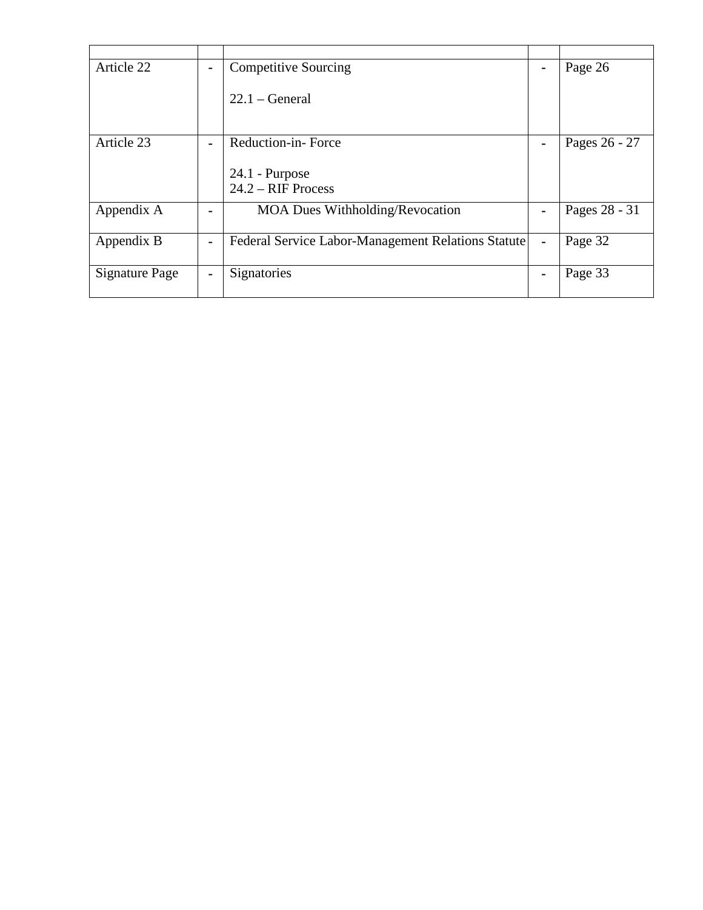| | | | | |
|---|---|---|---|---|
| Article 22 | - | Competitive Sourcing<br><br>22.1 – General | - | Page 26 |
| Article 23 | - | Reduction-in- Force<br><br>24.1 - Purpose<br>24.2 – RIF Process | - | Pages 26 - 27 |
| Appendix A | - | MOA Dues Withholding/Revocation | - | Pages 28 - 31 |
| Appendix B | - | Federal Service Labor-Management Relations Statute | - | Page 32 |
| Signature Page | - | Signatories | - | Page 33 |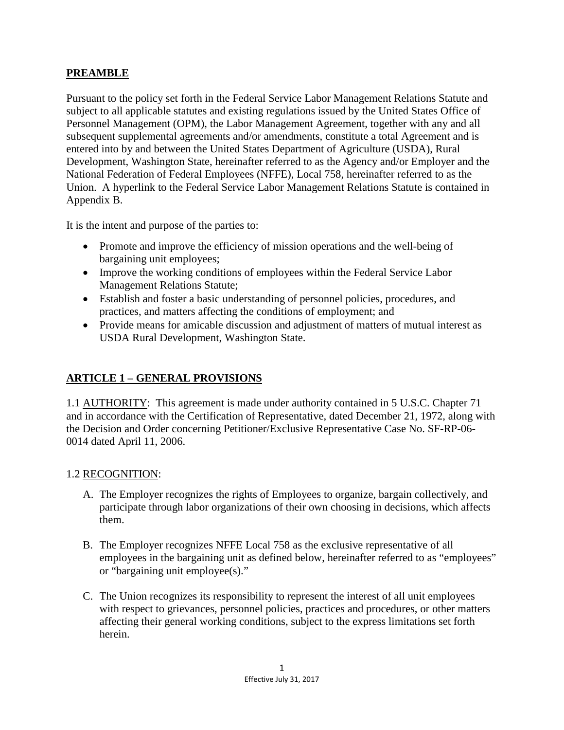## PREAMBLE

Pursuant to the policy set forth in the Federal Service Labor Management Relations Statute and subject to all applicable statutes and existing regulations issued by the United States Office of Personnel Management (OPM), the Labor Management Agreement, together with any and all subsequent supplemental agreements and/or amendments, constitute a total Agreement and is entered into by and between the United States Department of Agriculture (USDA), Rural Development, Washington State, hereinafter referred to as the Agency and/or Employer and the National Federation of Federal Employees (NFFE), Local 758, hereinafter referred to as the Union. A hyperlink to the Federal Service Labor Management Relations Statute is contained in Appendix B.

It is the intent and purpose of the parties to:

- Promote and improve the efficiency of mission operations and the well-being of bargaining unit employees;
- Improve the working conditions of employees within the Federal Service Labor Management Relations Statute;
- Establish and foster a basic understanding of personnel policies, procedures, and practices, and matters affecting the conditions of employment; and
- Provide means for amicable discussion and adjustment of matters of mutual interest as USDA Rural Development, Washington State.

## ARTICLE 1 – GENERAL PROVISIONS

1.1 AUTHORITY: This agreement is made under authority contained in 5 U.S.C. Chapter 71 and in accordance with the Certification of Representative, dated December 21, 1972, along with the Decision and Order concerning Petitioner/Exclusive Representative Case No. SF-RP-06-0014 dated April 11, 2006.

1.2 RECOGNITION:

A. The Employer recognizes the rights of Employees to organize, bargain collectively, and participate through labor organizations of their own choosing in decisions, which affects them.

B. The Employer recognizes NFFE Local 758 as the exclusive representative of all employees in the bargaining unit as defined below, hereinafter referred to as "employees" or "bargaining unit employee(s)."

C. The Union recognizes its responsibility to represent the interest of all unit employees with respect to grievances, personnel policies, practices and procedures, or other matters affecting their general working conditions, subject to the express limitations set forth herein.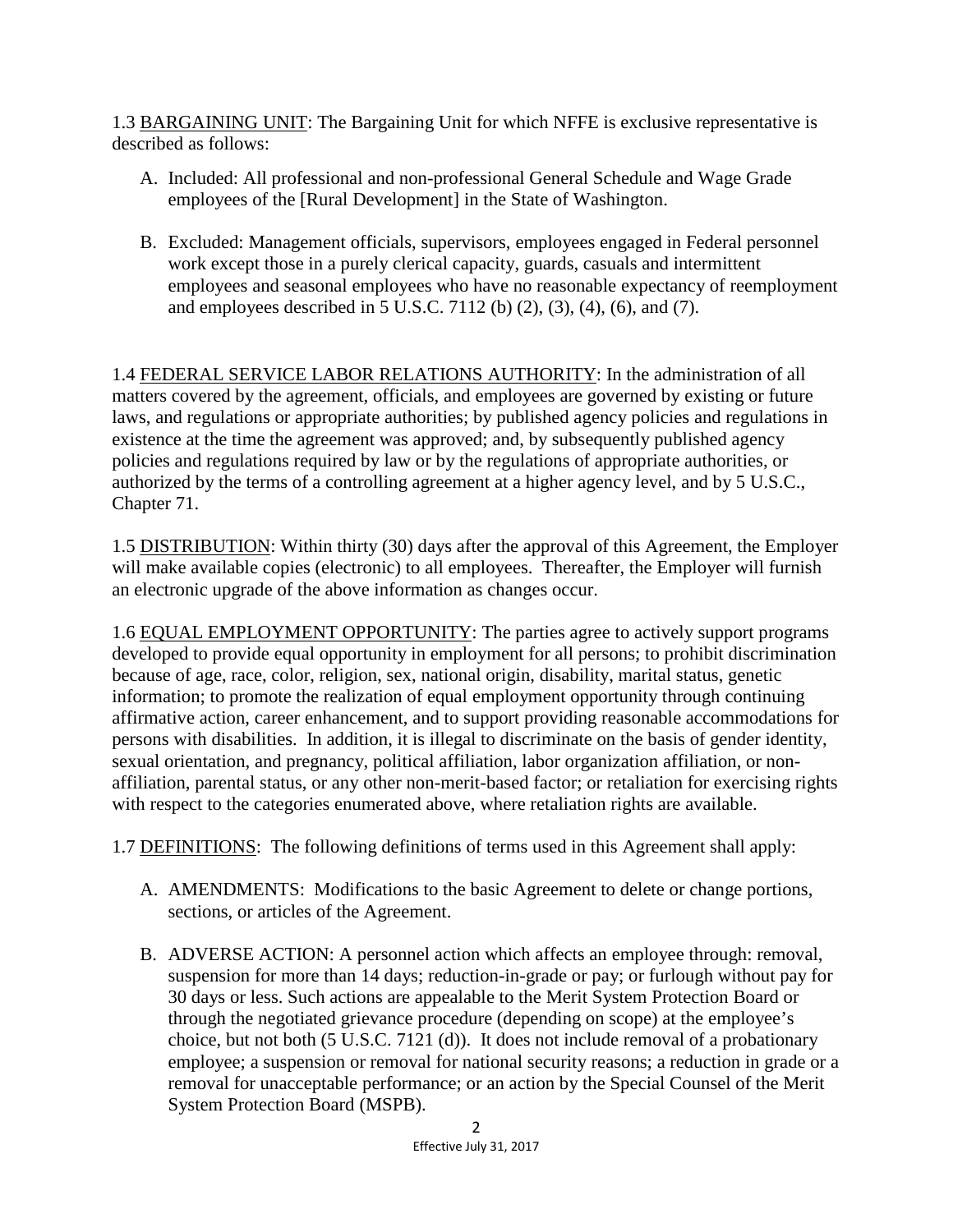1.3 <u>BARGAINING UNIT</u>: The Bargaining Unit for which NFFE is exclusive representative is described as follows:

A. Included: All professional and non-professional General Schedule and Wage Grade employees of the [Rural Development] in the State of Washington.

B. Excluded: Management officials, supervisors, employees engaged in Federal personnel work except those in a purely clerical capacity, guards, casuals and intermittent employees and seasonal employees who have no reasonable expectancy of reemployment and employees described in 5 U.S.C. 7112 (b) (2), (3), (4), (6), and (7).

1.4 <u>FEDERAL SERVICE LABOR RELATIONS AUTHORITY</u>: In the administration of all matters covered by the agreement, officials, and employees are governed by existing or future laws, and regulations or appropriate authorities; by published agency policies and regulations in existence at the time the agreement was approved; and, by subsequently published agency policies and regulations required by law or by the regulations of appropriate authorities, or authorized by the terms of a controlling agreement at a higher agency level, and by 5 U.S.C., Chapter 71.

1.5 <u>DISTRIBUTION</u>: Within thirty (30) days after the approval of this Agreement, the Employer will make available copies (electronic) to all employees. Thereafter, the Employer will furnish an electronic upgrade of the above information as changes occur.

1.6 <u>EQUAL EMPLOYMENT OPPORTUNITY</u>: The parties agree to actively support programs developed to provide equal opportunity in employment for all persons; to prohibit discrimination because of age, race, color, religion, sex, national origin, disability, marital status, genetic information; to promote the realization of equal employment opportunity through continuing affirmative action, career enhancement, and to support providing reasonable accommodations for persons with disabilities. In addition, it is illegal to discriminate on the basis of gender identity, sexual orientation, and pregnancy, political affiliation, labor organization affiliation, or non-affiliation, parental status, or any other non-merit-based factor; or retaliation for exercising rights with respect to the categories enumerated above, where retaliation rights are available.

1.7 <u>DEFINITIONS</u>: The following definitions of terms used in this Agreement shall apply:

A. AMENDMENTS: Modifications to the basic Agreement to delete or change portions, sections, or articles of the Agreement.

B. ADVERSE ACTION: A personnel action which affects an employee through: removal, suspension for more than 14 days; reduction-in-grade or pay; or furlough without pay for 30 days or less. Such actions are appealable to the Merit System Protection Board or through the negotiated grievance procedure (depending on scope) at the employee's choice, but not both (5 U.S.C. 7121 (d)). It does not include removal of a probationary employee; a suspension or removal for national security reasons; a reduction in grade or a removal for unacceptable performance; or an action by the Special Counsel of the Merit System Protection Board (MSPB).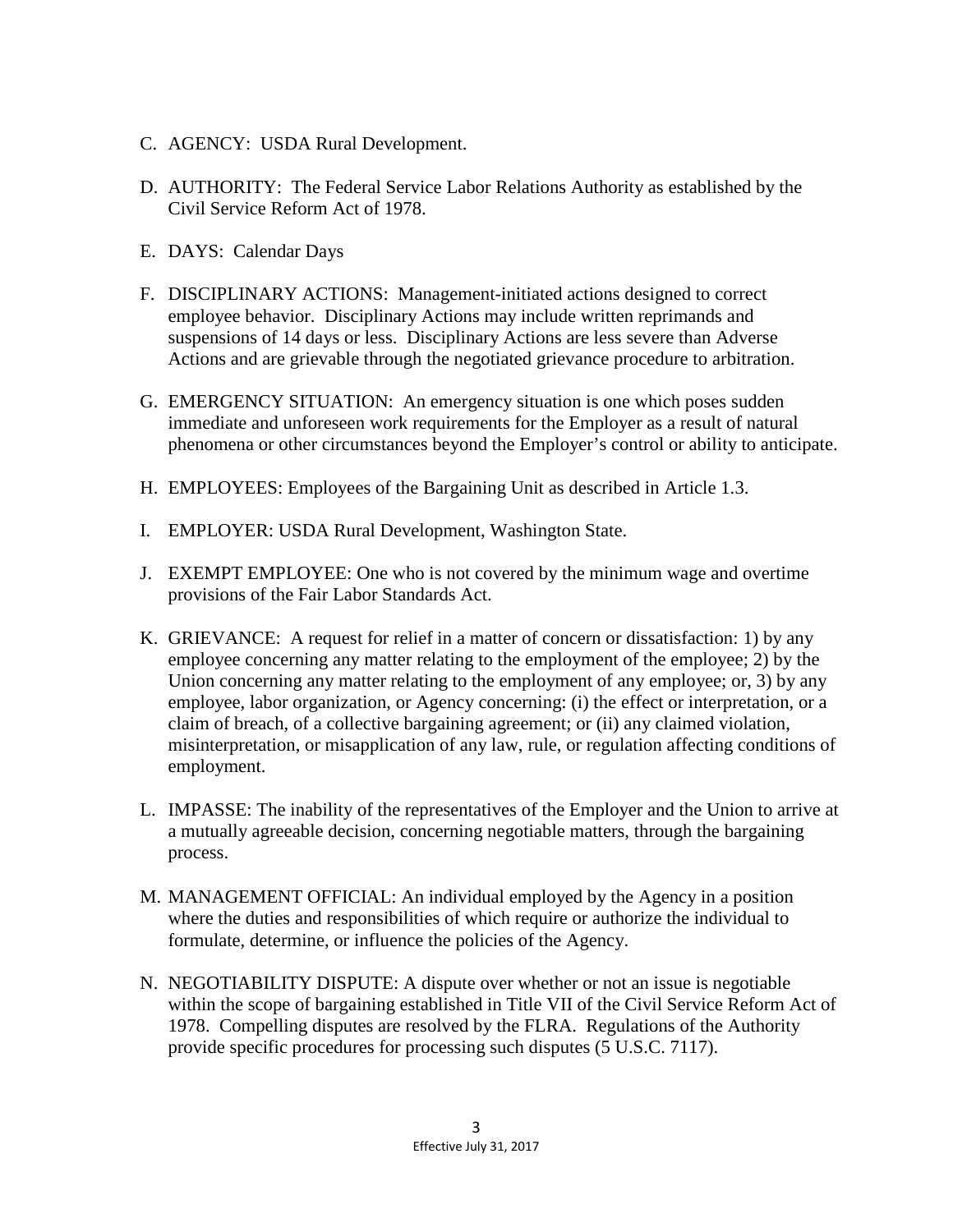C. AGENCY: USDA Rural Development.

D. AUTHORITY: The Federal Service Labor Relations Authority as established by the Civil Service Reform Act of 1978.

E. DAYS: Calendar Days

F. DISCIPLINARY ACTIONS: Management-initiated actions designed to correct employee behavior. Disciplinary Actions may include written reprimands and suspensions of 14 days or less. Disciplinary Actions are less severe than Adverse Actions and are grievable through the negotiated grievance procedure to arbitration.

G. EMERGENCY SITUATION: An emergency situation is one which poses sudden immediate and unforeseen work requirements for the Employer as a result of natural phenomena or other circumstances beyond the Employer's control or ability to anticipate.

H. EMPLOYEES: Employees of the Bargaining Unit as described in Article 1.3.

I. EMPLOYER: USDA Rural Development, Washington State.

J. EXEMPT EMPLOYEE: One who is not covered by the minimum wage and overtime provisions of the Fair Labor Standards Act.

K. GRIEVANCE: A request for relief in a matter of concern or dissatisfaction: 1) by any employee concerning any matter relating to the employment of the employee; 2) by the Union concerning any matter relating to the employment of any employee; or, 3) by any employee, labor organization, or Agency concerning: (i) the effect or interpretation, or a claim of breach, of a collective bargaining agreement; or (ii) any claimed violation, misinterpretation, or misapplication of any law, rule, or regulation affecting conditions of employment.

L. IMPASSE: The inability of the representatives of the Employer and the Union to arrive at a mutually agreeable decision, concerning negotiable matters, through the bargaining process.

M. MANAGEMENT OFFICIAL: An individual employed by the Agency in a position where the duties and responsibilities of which require or authorize the individual to formulate, determine, or influence the policies of the Agency.

N. NEGOTIABILITY DISPUTE: A dispute over whether or not an issue is negotiable within the scope of bargaining established in Title VII of the Civil Service Reform Act of 1978. Compelling disputes are resolved by the FLRA. Regulations of the Authority provide specific procedures for processing such disputes (5 U.S.C. 7117).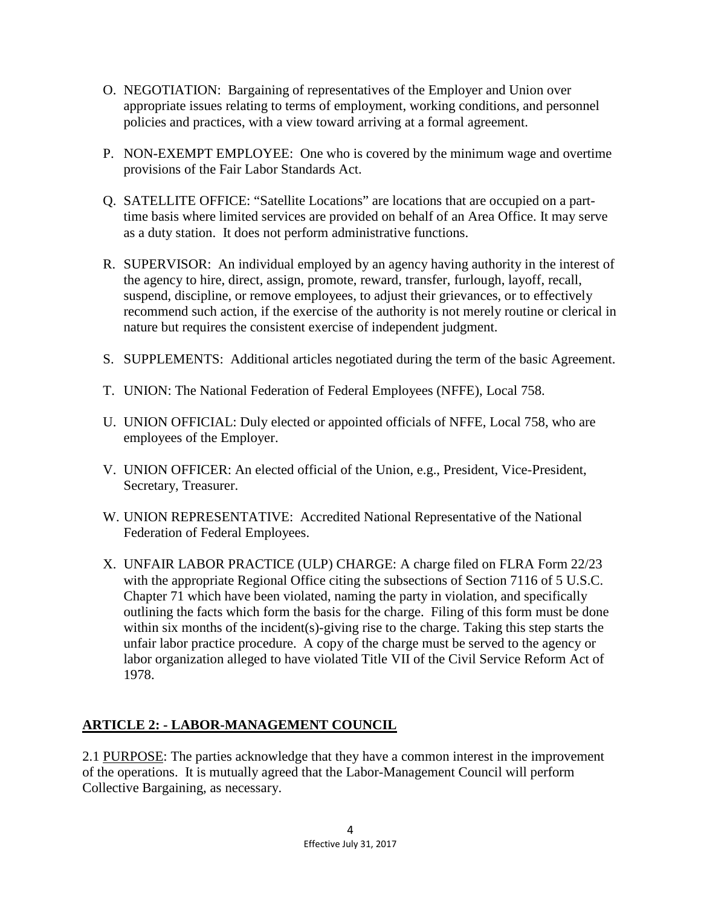O. NEGOTIATION: Bargaining of representatives of the Employer and Union over appropriate issues relating to terms of employment, working conditions, and personnel policies and practices, with a view toward arriving at a formal agreement.

P. NON-EXEMPT EMPLOYEE: One who is covered by the minimum wage and overtime provisions of the Fair Labor Standards Act.

Q. SATELLITE OFFICE: "Satellite Locations" are locations that are occupied on a part-time basis where limited services are provided on behalf of an Area Office. It may serve as a duty station. It does not perform administrative functions.

R. SUPERVISOR: An individual employed by an agency having authority in the interest of the agency to hire, direct, assign, promote, reward, transfer, furlough, layoff, recall, suspend, discipline, or remove employees, to adjust their grievances, or to effectively recommend such action, if the exercise of the authority is not merely routine or clerical in nature but requires the consistent exercise of independent judgment.

S. SUPPLEMENTS: Additional articles negotiated during the term of the basic Agreement.

T. UNION: The National Federation of Federal Employees (NFFE), Local 758.

U. UNION OFFICIAL: Duly elected or appointed officials of NFFE, Local 758, who are employees of the Employer.

V. UNION OFFICER: An elected official of the Union, e.g., President, Vice-President, Secretary, Treasurer.

W. UNION REPRESENTATIVE: Accredited National Representative of the National Federation of Federal Employees.

X. UNFAIR LABOR PRACTICE (ULP) CHARGE: A charge filed on FLRA Form 22/23 with the appropriate Regional Office citing the subsections of Section 7116 of 5 U.S.C. Chapter 71 which have been violated, naming the party in violation, and specifically outlining the facts which form the basis for the charge. Filing of this form must be done within six months of the incident(s)-giving rise to the charge. Taking this step starts the unfair labor practice procedure. A copy of the charge must be served to the agency or labor organization alleged to have violated Title VII of the Civil Service Reform Act of 1978.

## ARTICLE 2: - LABOR-MANAGEMENT COUNCIL

2.1 PURPOSE: The parties acknowledge that they have a common interest in the improvement of the operations. It is mutually agreed that the Labor-Management Council will perform Collective Bargaining, as necessary.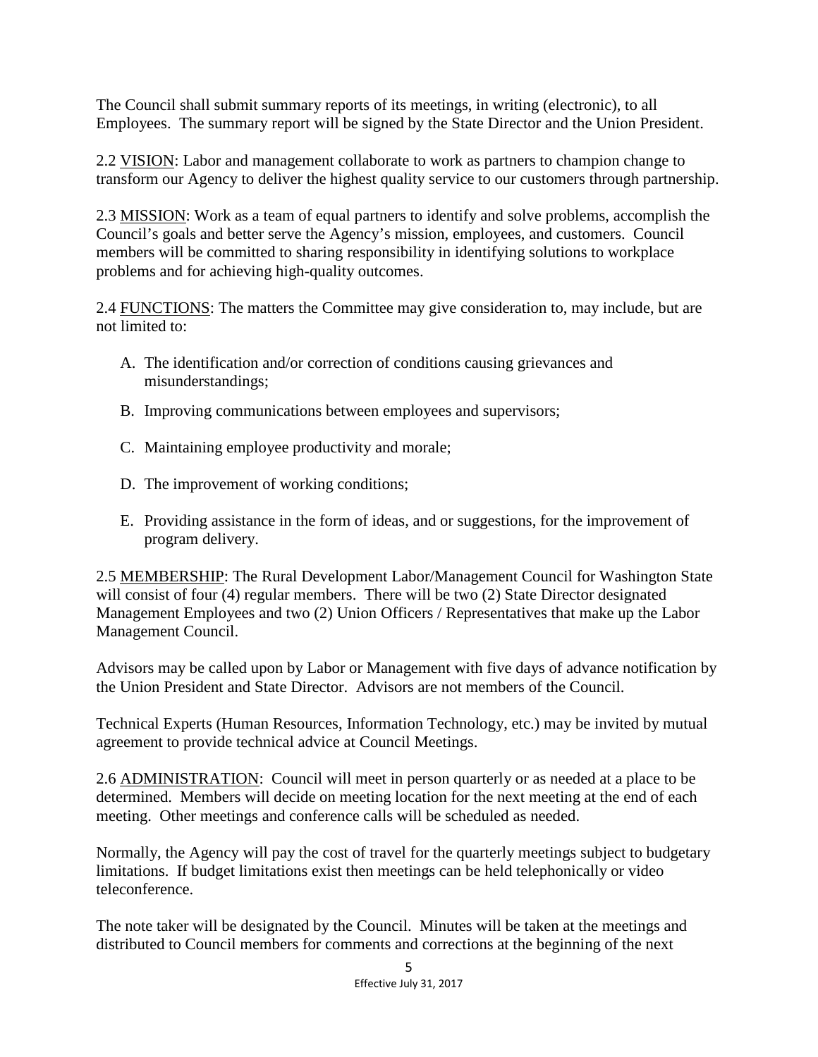The Council shall submit summary reports of its meetings, in writing (electronic), to all Employees. The summary report will be signed by the State Director and the Union President.

2.2 VISION: Labor and management collaborate to work as partners to champion change to transform our Agency to deliver the highest quality service to our customers through partnership.

2.3 MISSION: Work as a team of equal partners to identify and solve problems, accomplish the Council's goals and better serve the Agency's mission, employees, and customers. Council members will be committed to sharing responsibility in identifying solutions to workplace problems and for achieving high-quality outcomes.

2.4 FUNCTIONS: The matters the Committee may give consideration to, may include, but are not limited to:

A. The identification and/or correction of conditions causing grievances and misunderstandings;

B. Improving communications between employees and supervisors;

C. Maintaining employee productivity and morale;

D. The improvement of working conditions;

E. Providing assistance in the form of ideas, and or suggestions, for the improvement of program delivery.

2.5 MEMBERSHIP: The Rural Development Labor/Management Council for Washington State will consist of four (4) regular members. There will be two (2) State Director designated Management Employees and two (2) Union Officers / Representatives that make up the Labor Management Council.

Advisors may be called upon by Labor or Management with five days of advance notification by the Union President and State Director. Advisors are not members of the Council.

Technical Experts (Human Resources, Information Technology, etc.) may be invited by mutual agreement to provide technical advice at Council Meetings.

2.6 ADMINISTRATION: Council will meet in person quarterly or as needed at a place to be determined. Members will decide on meeting location for the next meeting at the end of each meeting. Other meetings and conference calls will be scheduled as needed.

Normally, the Agency will pay the cost of travel for the quarterly meetings subject to budgetary limitations. If budget limitations exist then meetings can be held telephonically or video teleconference.

The note taker will be designated by the Council. Minutes will be taken at the meetings and distributed to Council members for comments and corrections at the beginning of the next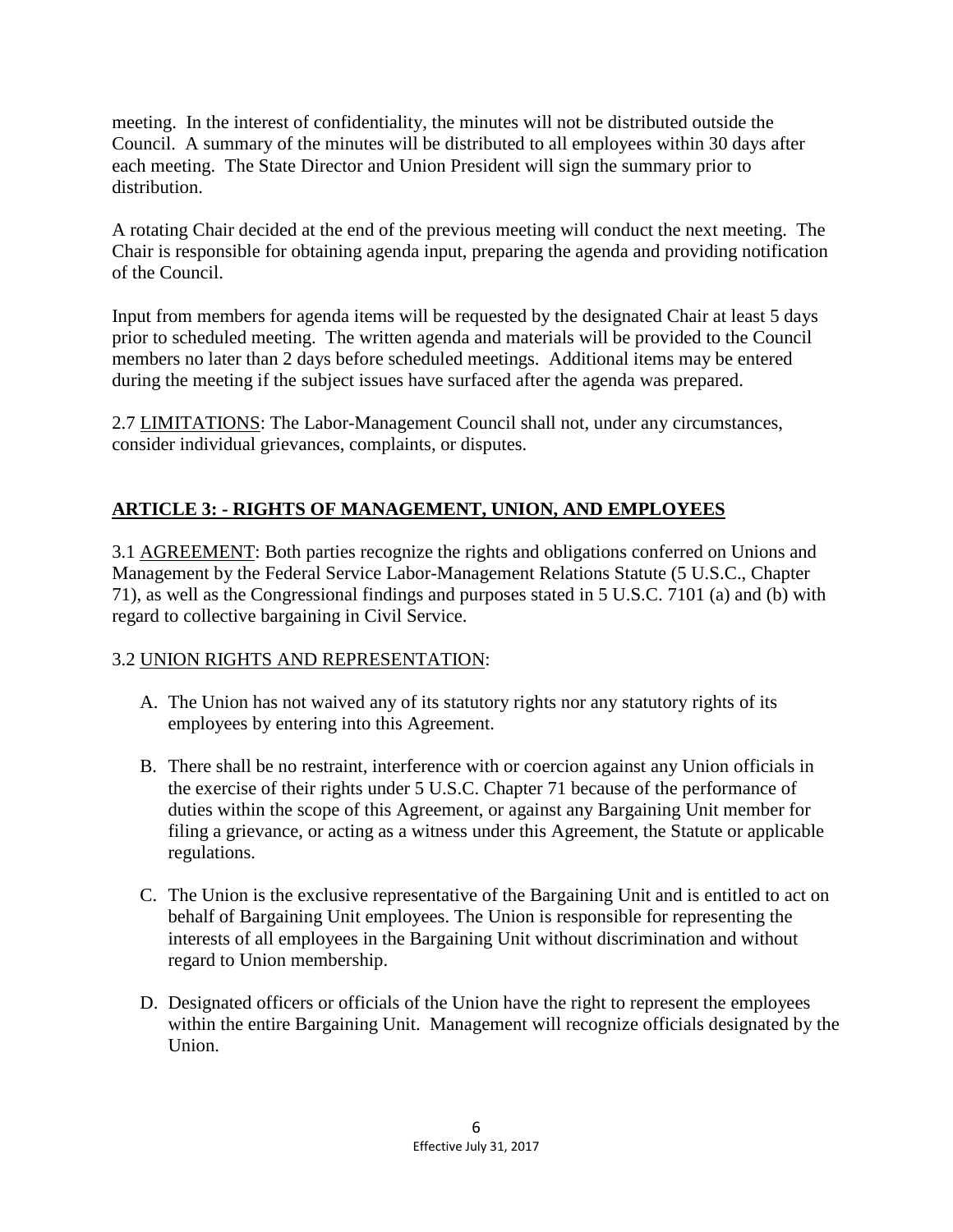meeting. In the interest of confidentiality, the minutes will not be distributed outside the Council. A summary of the minutes will be distributed to all employees within 30 days after each meeting. The State Director and Union President will sign the summary prior to distribution.

A rotating Chair decided at the end of the previous meeting will conduct the next meeting. The Chair is responsible for obtaining agenda input, preparing the agenda and providing notification of the Council.

Input from members for agenda items will be requested by the designated Chair at least 5 days prior to scheduled meeting. The written agenda and materials will be provided to the Council members no later than 2 days before scheduled meetings. Additional items may be entered during the meeting if the subject issues have surfaced after the agenda was prepared.

2.7 LIMITATIONS: The Labor-Management Council shall not, under any circumstances, consider individual grievances, complaints, or disputes.

## ARTICLE 3: - RIGHTS OF MANAGEMENT, UNION, AND EMPLOYEES

3.1 AGREEMENT: Both parties recognize the rights and obligations conferred on Unions and Management by the Federal Service Labor-Management Relations Statute (5 U.S.C., Chapter 71), as well as the Congressional findings and purposes stated in 5 U.S.C. 7101 (a) and (b) with regard to collective bargaining in Civil Service.

3.2 UNION RIGHTS AND REPRESENTATION:

A. The Union has not waived any of its statutory rights nor any statutory rights of its employees by entering into this Agreement.

B. There shall be no restraint, interference with or coercion against any Union officials in the exercise of their rights under 5 U.S.C. Chapter 71 because of the performance of duties within the scope of this Agreement, or against any Bargaining Unit member for filing a grievance, or acting as a witness under this Agreement, the Statute or applicable regulations.

C. The Union is the exclusive representative of the Bargaining Unit and is entitled to act on behalf of Bargaining Unit employees. The Union is responsible for representing the interests of all employees in the Bargaining Unit without discrimination and without regard to Union membership.

D. Designated officers or officials of the Union have the right to represent the employees within the entire Bargaining Unit. Management will recognize officials designated by the Union.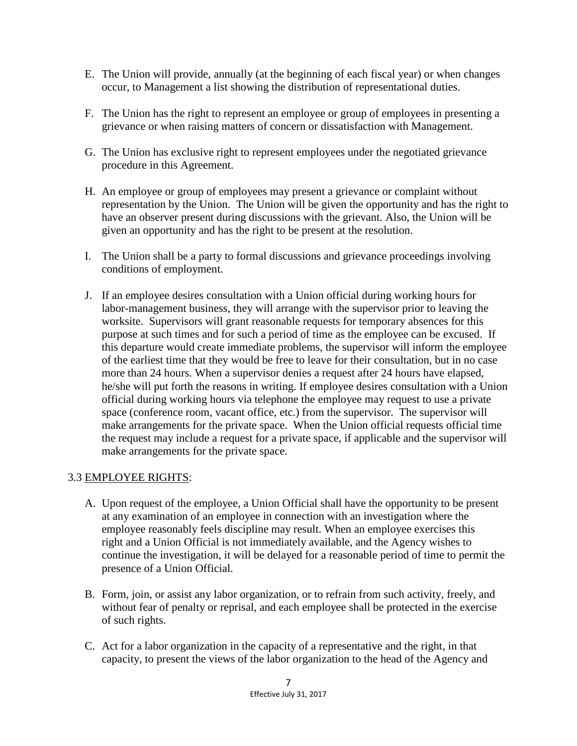E. The Union will provide, annually (at the beginning of each fiscal year) or when changes occur, to Management a list showing the distribution of representational duties.

F. The Union has the right to represent an employee or group of employees in presenting a grievance or when raising matters of concern or dissatisfaction with Management.

G. The Union has exclusive right to represent employees under the negotiated grievance procedure in this Agreement.

H. An employee or group of employees may present a grievance or complaint without representation by the Union. The Union will be given the opportunity and has the right to have an observer present during discussions with the grievant. Also, the Union will be given an opportunity and has the right to be present at the resolution.

I. The Union shall be a party to formal discussions and grievance proceedings involving conditions of employment.

J. If an employee desires consultation with a Union official during working hours for labor-management business, they will arrange with the supervisor prior to leaving the worksite. Supervisors will grant reasonable requests for temporary absences for this purpose at such times and for such a period of time as the employee can be excused. If this departure would create immediate problems, the supervisor will inform the employee of the earliest time that they would be free to leave for their consultation, but in no case more than 24 hours. When a supervisor denies a request after 24 hours have elapsed, he/she will put forth the reasons in writing. If employee desires consultation with a Union official during working hours via telephone the employee may request to use a private space (conference room, vacant office, etc.) from the supervisor. The supervisor will make arrangements for the private space. When the Union official requests official time the request may include a request for a private space, if applicable and the supervisor will make arrangements for the private space.

## 3.3 EMPLOYEE RIGHTS:

A. Upon request of the employee, a Union Official shall have the opportunity to be present at any examination of an employee in connection with an investigation where the employee reasonably feels discipline may result. When an employee exercises this right and a Union Official is not immediately available, and the Agency wishes to continue the investigation, it will be delayed for a reasonable period of time to permit the presence of a Union Official.

B. Form, join, or assist any labor organization, or to refrain from such activity, freely, and without fear of penalty or reprisal, and each employee shall be protected in the exercise of such rights.

C. Act for a labor organization in the capacity of a representative and the right, in that capacity, to present the views of the labor organization to the head of the Agency and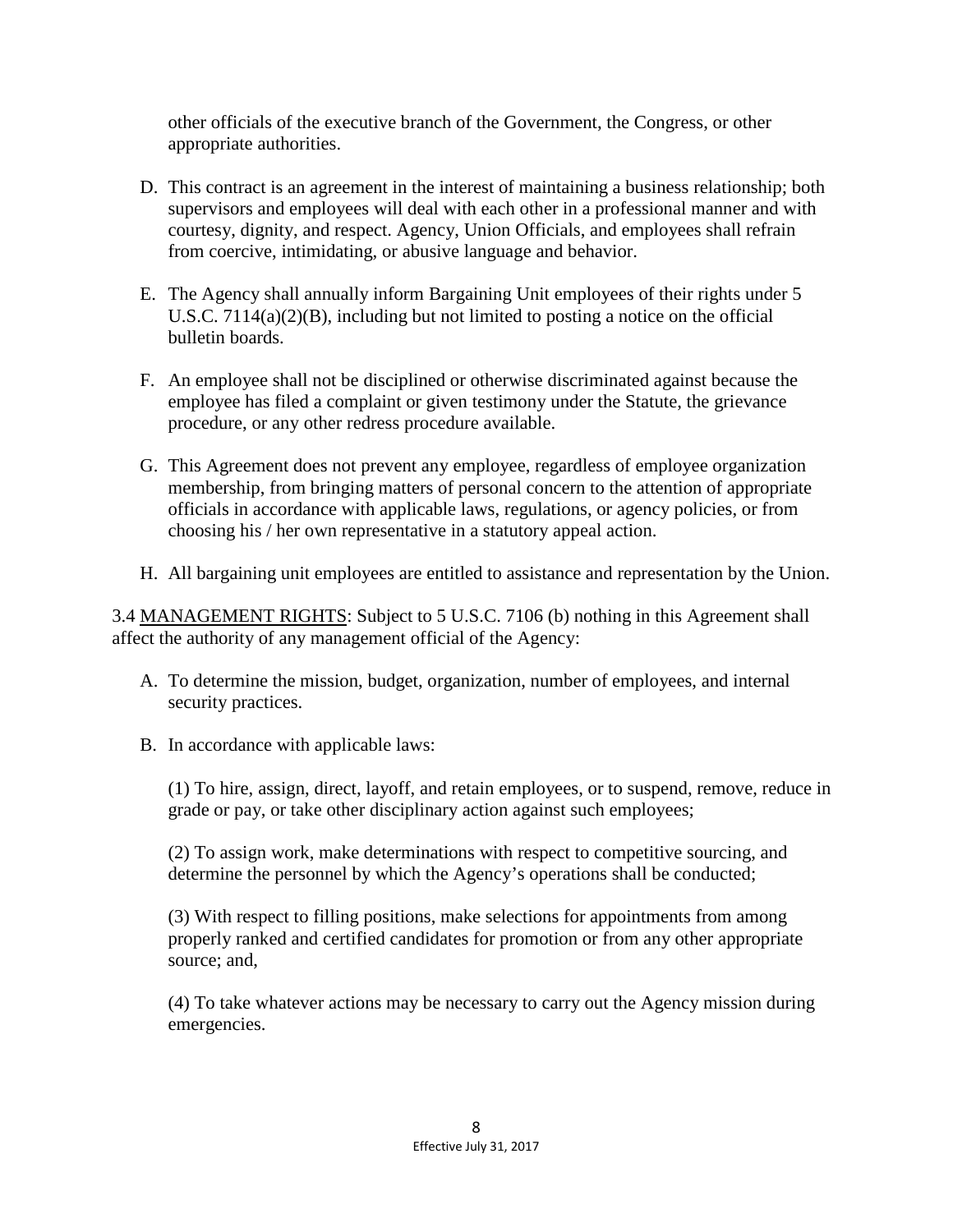other officials of the executive branch of the Government, the Congress, or other appropriate authorities.

D. This contract is an agreement in the interest of maintaining a business relationship; both supervisors and employees will deal with each other in a professional manner and with courtesy, dignity, and respect. Agency, Union Officials, and employees shall refrain from coercive, intimidating, or abusive language and behavior.

E. The Agency shall annually inform Bargaining Unit employees of their rights under 5 U.S.C. 7114(a)(2)(B), including but not limited to posting a notice on the official bulletin boards.

F. An employee shall not be disciplined or otherwise discriminated against because the employee has filed a complaint or given testimony under the Statute, the grievance procedure, or any other redress procedure available.

G. This Agreement does not prevent any employee, regardless of employee organization membership, from bringing matters of personal concern to the attention of appropriate officials in accordance with applicable laws, regulations, or agency policies, or from choosing his / her own representative in a statutory appeal action.

H. All bargaining unit employees are entitled to assistance and representation by the Union.

3.4 MANAGEMENT RIGHTS: Subject to 5 U.S.C. 7106 (b) nothing in this Agreement shall affect the authority of any management official of the Agency:

A. To determine the mission, budget, organization, number of employees, and internal security practices.

B. In accordance with applicable laws:

(1) To hire, assign, direct, layoff, and retain employees, or to suspend, remove, reduce in grade or pay, or take other disciplinary action against such employees;

(2) To assign work, make determinations with respect to competitive sourcing, and determine the personnel by which the Agency's operations shall be conducted;

(3) With respect to filling positions, make selections for appointments from among properly ranked and certified candidates for promotion or from any other appropriate source; and,

(4) To take whatever actions may be necessary to carry out the Agency mission during emergencies.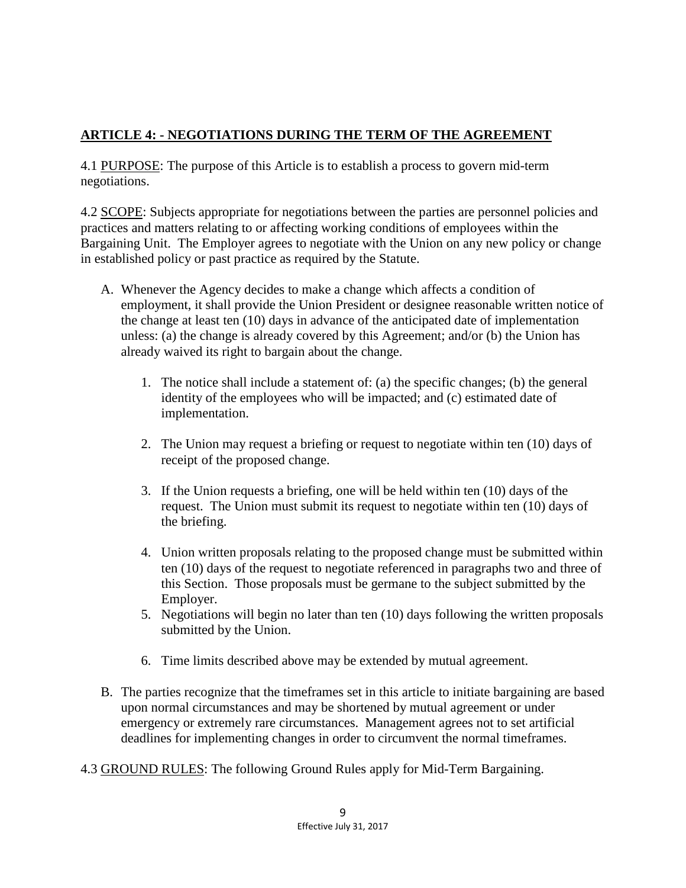## **ARTICLE 4: - NEGOTIATIONS DURING THE TERM OF THE AGREEMENT**

4.1 PURPOSE: The purpose of this Article is to establish a process to govern mid-term negotiations.

4.2 SCOPE: Subjects appropriate for negotiations between the parties are personnel policies and practices and matters relating to or affecting working conditions of employees within the Bargaining Unit. The Employer agrees to negotiate with the Union on any new policy or change in established policy or past practice as required by the Statute.

A. Whenever the Agency decides to make a change which affects a condition of employment, it shall provide the Union President or designee reasonable written notice of the change at least ten (10) days in advance of the anticipated date of implementation unless: (a) the change is already covered by this Agreement; and/or (b) the Union has already waived its right to bargain about the change.

   1. The notice shall include a statement of: (a) the specific changes; (b) the general identity of the employees who will be impacted; and (c) estimated date of implementation.

   2. The Union may request a briefing or request to negotiate within ten (10) days of receipt of the proposed change.

   3. If the Union requests a briefing, one will be held within ten (10) days of the request. The Union must submit its request to negotiate within ten (10) days of the briefing.

   4. Union written proposals relating to the proposed change must be submitted within ten (10) days of the request to negotiate referenced in paragraphs two and three of this Section. Those proposals must be germane to the subject submitted by the Employer.

   5. Negotiations will begin no later than ten (10) days following the written proposals submitted by the Union.

   6. Time limits described above may be extended by mutual agreement.

B. The parties recognize that the timeframes set in this article to initiate bargaining are based upon normal circumstances and may be shortened by mutual agreement or under emergency or extremely rare circumstances. Management agrees not to set artificial deadlines for implementing changes in order to circumvent the normal timeframes.

4.3 GROUND RULES: The following Ground Rules apply for Mid-Term Bargaining.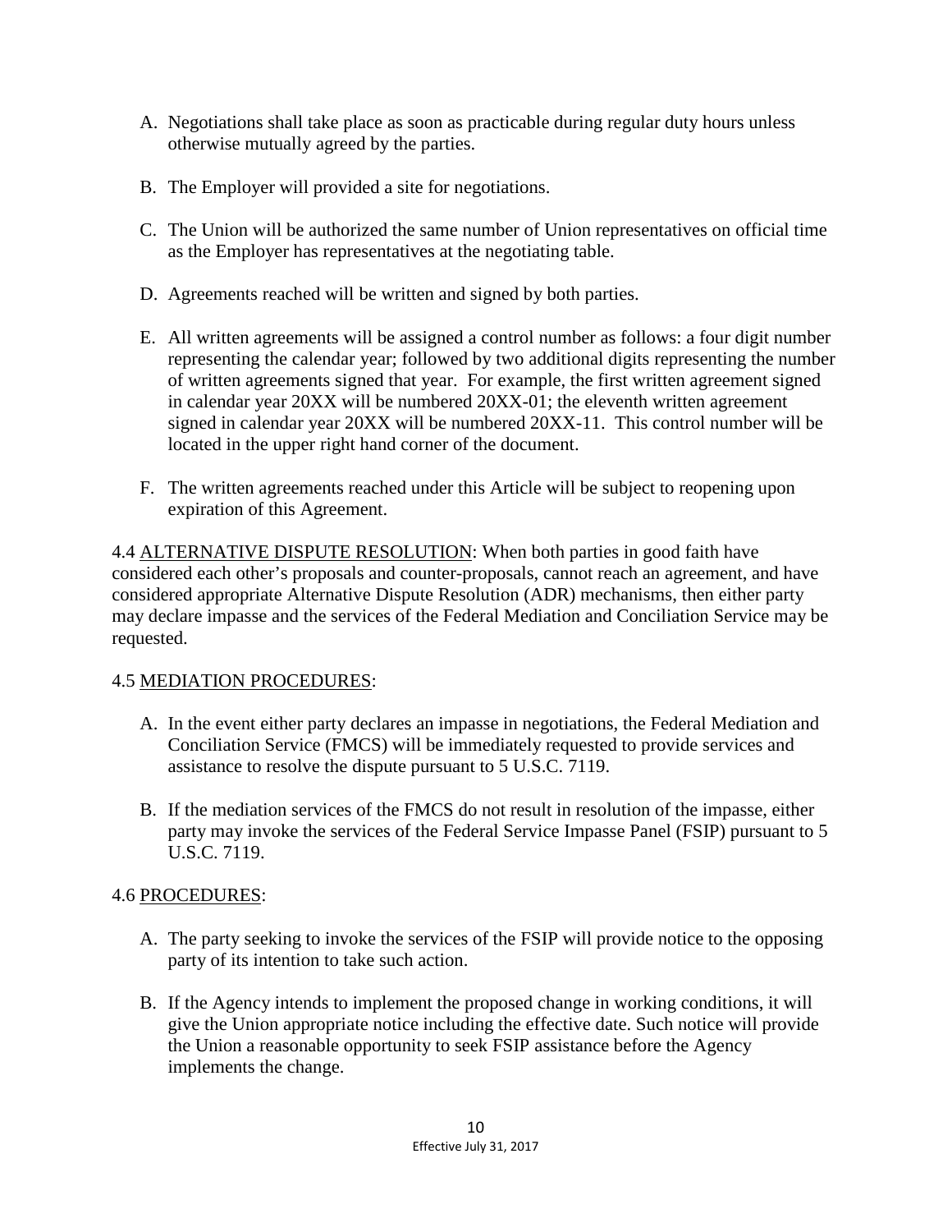A. Negotiations shall take place as soon as practicable during regular duty hours unless otherwise mutually agreed by the parties.

B. The Employer will provided a site for negotiations.

C. The Union will be authorized the same number of Union representatives on official time as the Employer has representatives at the negotiating table.

D. Agreements reached will be written and signed by both parties.

E. All written agreements will be assigned a control number as follows: a four digit number representing the calendar year; followed by two additional digits representing the number of written agreements signed that year. For example, the first written agreement signed in calendar year 20XX will be numbered 20XX-01; the eleventh written agreement signed in calendar year 20XX will be numbered 20XX-11. This control number will be located in the upper right hand corner of the document.

F. The written agreements reached under this Article will be subject to reopening upon expiration of this Agreement.

4.4 <u>ALTERNATIVE DISPUTE RESOLUTION</u>: When both parties in good faith have considered each other's proposals and counter-proposals, cannot reach an agreement, and have considered appropriate Alternative Dispute Resolution (ADR) mechanisms, then either party may declare impasse and the services of the Federal Mediation and Conciliation Service may be requested.

4.5 <u>MEDIATION PROCEDURES</u>:

A. In the event either party declares an impasse in negotiations, the Federal Mediation and Conciliation Service (FMCS) will be immediately requested to provide services and assistance to resolve the dispute pursuant to 5 U.S.C. 7119.

B. If the mediation services of the FMCS do not result in resolution of the impasse, either party may invoke the services of the Federal Service Impasse Panel (FSIP) pursuant to 5 U.S.C. 7119.

4.6 <u>PROCEDURES</u>:

A. The party seeking to invoke the services of the FSIP will provide notice to the opposing party of its intention to take such action.

B. If the Agency intends to implement the proposed change in working conditions, it will give the Union appropriate notice including the effective date. Such notice will provide the Union a reasonable opportunity to seek FSIP assistance before the Agency implements the change.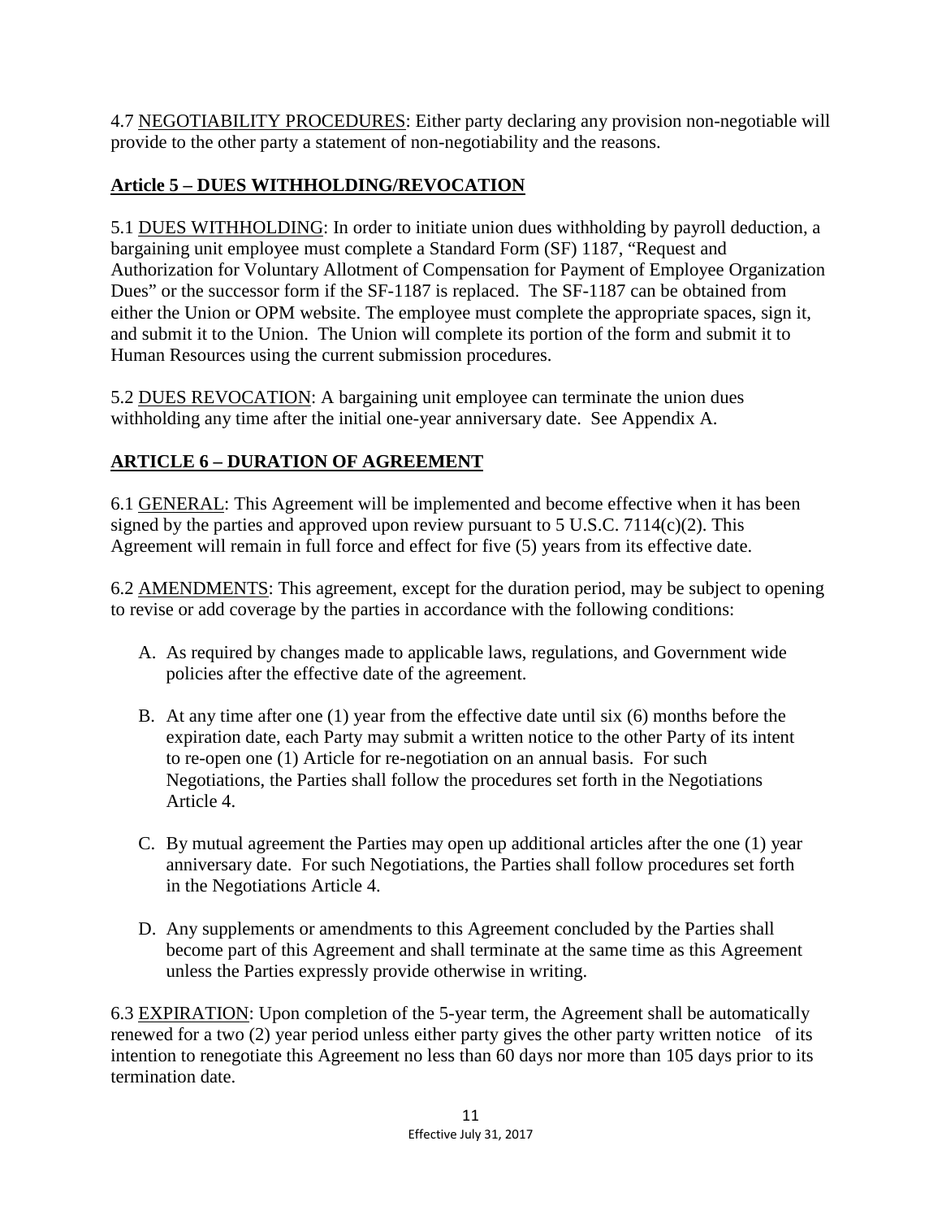4.7 NEGOTIABILITY PROCEDURES: Either party declaring any provision non-negotiable will provide to the other party a statement of non-negotiability and the reasons.

## Article 5 – DUES WITHHOLDING/REVOCATION

5.1 DUES WITHHOLDING: In order to initiate union dues withholding by payroll deduction, a bargaining unit employee must complete a Standard Form (SF) 1187, "Request and Authorization for Voluntary Allotment of Compensation for Payment of Employee Organization Dues" or the successor form if the SF-1187 is replaced. The SF-1187 can be obtained from either the Union or OPM website. The employee must complete the appropriate spaces, sign it, and submit it to the Union. The Union will complete its portion of the form and submit it to Human Resources using the current submission procedures.

5.2 DUES REVOCATION: A bargaining unit employee can terminate the union dues withholding any time after the initial one-year anniversary date. See Appendix A.

## ARTICLE 6 – DURATION OF AGREEMENT

6.1 GENERAL: This Agreement will be implemented and become effective when it has been signed by the parties and approved upon review pursuant to 5 U.S.C. 7114(c)(2). This Agreement will remain in full force and effect for five (5) years from its effective date.

6.2 AMENDMENTS: This agreement, except for the duration period, may be subject to opening to revise or add coverage by the parties in accordance with the following conditions:

A. As required by changes made to applicable laws, regulations, and Government wide policies after the effective date of the agreement.

B. At any time after one (1) year from the effective date until six (6) months before the expiration date, each Party may submit a written notice to the other Party of its intent to re-open one (1) Article for re-negotiation on an annual basis. For such Negotiations, the Parties shall follow the procedures set forth in the Negotiations Article 4.

C. By mutual agreement the Parties may open up additional articles after the one (1) year anniversary date. For such Negotiations, the Parties shall follow procedures set forth in the Negotiations Article 4.

D. Any supplements or amendments to this Agreement concluded by the Parties shall become part of this Agreement and shall terminate at the same time as this Agreement unless the Parties expressly provide otherwise in writing.

6.3 EXPIRATION: Upon completion of the 5-year term, the Agreement shall be automatically renewed for a two (2) year period unless either party gives the other party written notice of its intention to renegotiate this Agreement no less than 60 days nor more than 105 days prior to its termination date.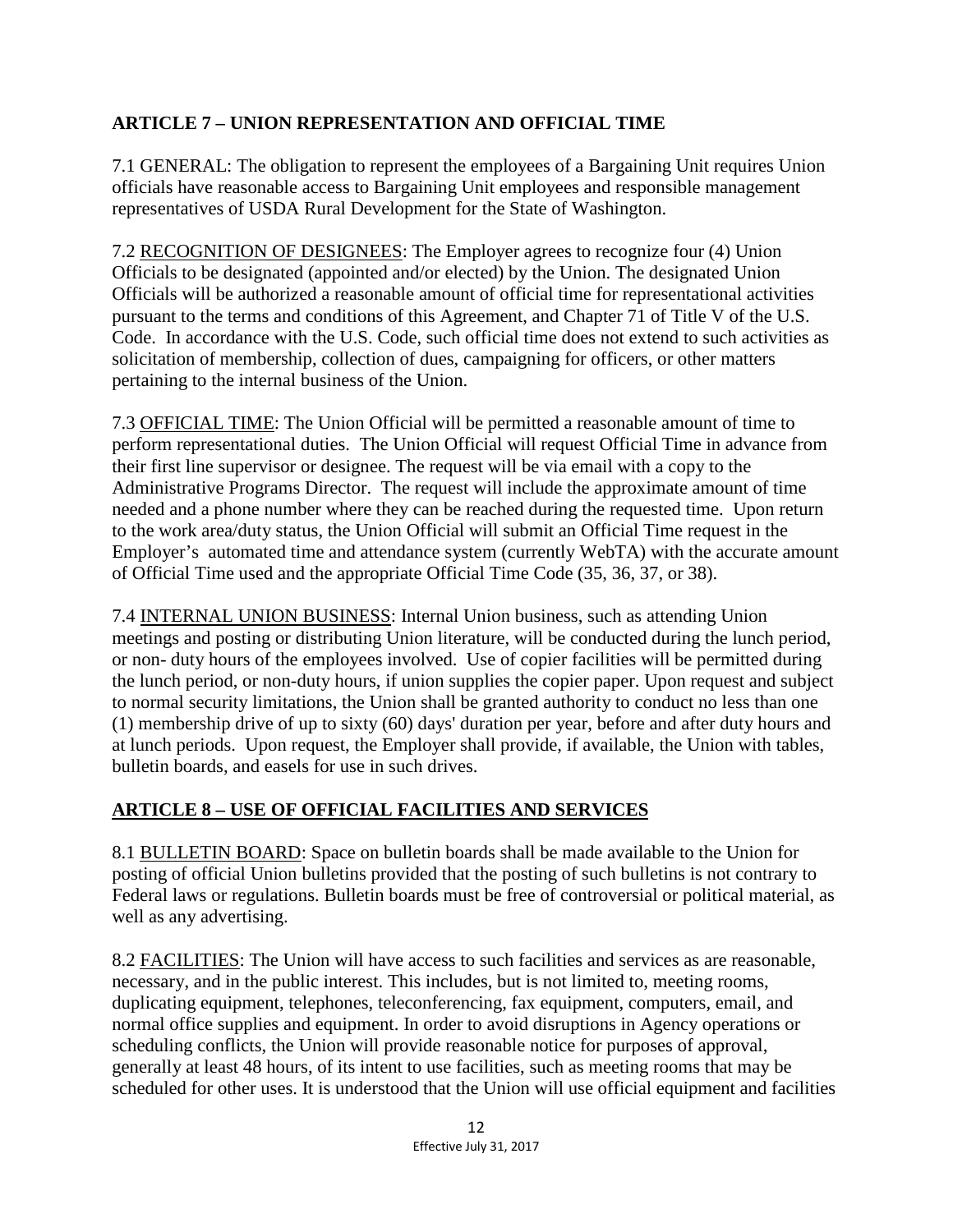## ARTICLE 7 – UNION REPRESENTATION AND OFFICIAL TIME

7.1 GENERAL: The obligation to represent the employees of a Bargaining Unit requires Union officials have reasonable access to Bargaining Unit employees and responsible management representatives of USDA Rural Development for the State of Washington.

7.2 RECOGNITION OF DESIGNEES: The Employer agrees to recognize four (4) Union Officials to be designated (appointed and/or elected) by the Union. The designated Union Officials will be authorized a reasonable amount of official time for representational activities pursuant to the terms and conditions of this Agreement, and Chapter 71 of Title V of the U.S. Code. In accordance with the U.S. Code, such official time does not extend to such activities as solicitation of membership, collection of dues, campaigning for officers, or other matters pertaining to the internal business of the Union.

7.3 OFFICIAL TIME: The Union Official will be permitted a reasonable amount of time to perform representational duties. The Union Official will request Official Time in advance from their first line supervisor or designee. The request will be via email with a copy to the Administrative Programs Director. The request will include the approximate amount of time needed and a phone number where they can be reached during the requested time. Upon return to the work area/duty status, the Union Official will submit an Official Time request in the Employer's automated time and attendance system (currently WebTA) with the accurate amount of Official Time used and the appropriate Official Time Code (35, 36, 37, or 38).

7.4 INTERNAL UNION BUSINESS: Internal Union business, such as attending Union meetings and posting or distributing Union literature, will be conducted during the lunch period, or non- duty hours of the employees involved. Use of copier facilities will be permitted during the lunch period, or non-duty hours, if union supplies the copier paper. Upon request and subject to normal security limitations, the Union shall be granted authority to conduct no less than one (1) membership drive of up to sixty (60) days' duration per year, before and after duty hours and at lunch periods. Upon request, the Employer shall provide, if available, the Union with tables, bulletin boards, and easels for use in such drives.

## ARTICLE 8 – USE OF OFFICIAL FACILITIES AND SERVICES

8.1 BULLETIN BOARD: Space on bulletin boards shall be made available to the Union for posting of official Union bulletins provided that the posting of such bulletins is not contrary to Federal laws or regulations. Bulletin boards must be free of controversial or political material, as well as any advertising.

8.2 FACILITIES: The Union will have access to such facilities and services as are reasonable, necessary, and in the public interest. This includes, but is not limited to, meeting rooms, duplicating equipment, telephones, teleconferencing, fax equipment, computers, email, and normal office supplies and equipment. In order to avoid disruptions in Agency operations or scheduling conflicts, the Union will provide reasonable notice for purposes of approval, generally at least 48 hours, of its intent to use facilities, such as meeting rooms that may be scheduled for other uses. It is understood that the Union will use official equipment and facilities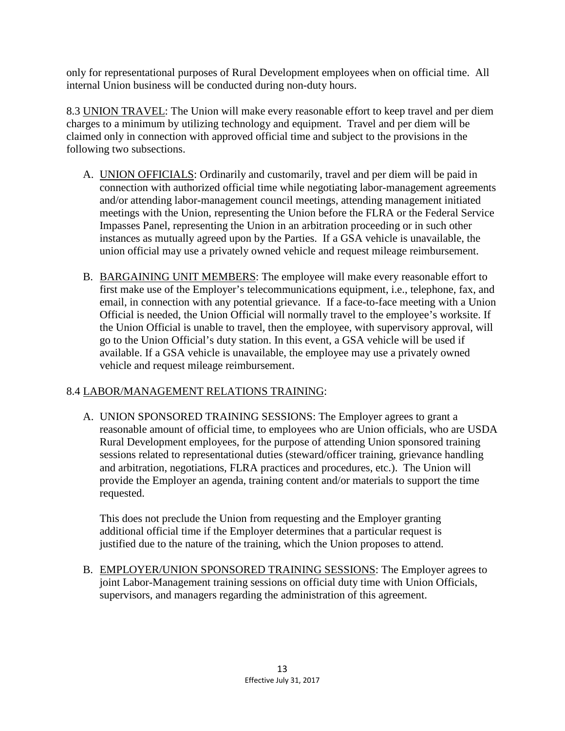only for representational purposes of Rural Development employees when on official time. All internal Union business will be conducted during non-duty hours.

8.3 UNION TRAVEL: The Union will make every reasonable effort to keep travel and per diem charges to a minimum by utilizing technology and equipment. Travel and per diem will be claimed only in connection with approved official time and subject to the provisions in the following two subsections.

A. UNION OFFICIALS: Ordinarily and customarily, travel and per diem will be paid in connection with authorized official time while negotiating labor-management agreements and/or attending labor-management council meetings, attending management initiated meetings with the Union, representing the Union before the FLRA or the Federal Service Impasses Panel, representing the Union in an arbitration proceeding or in such other instances as mutually agreed upon by the Parties. If a GSA vehicle is unavailable, the union official may use a privately owned vehicle and request mileage reimbursement.

B. BARGAINING UNIT MEMBERS: The employee will make every reasonable effort to first make use of the Employer's telecommunications equipment, i.e., telephone, fax, and email, in connection with any potential grievance. If a face-to-face meeting with a Union Official is needed, the Union Official will normally travel to the employee's worksite. If the Union Official is unable to travel, then the employee, with supervisory approval, will go to the Union Official's duty station. In this event, a GSA vehicle will be used if available. If a GSA vehicle is unavailable, the employee may use a privately owned vehicle and request mileage reimbursement.

8.4 LABOR/MANAGEMENT RELATIONS TRAINING:

A. UNION SPONSORED TRAINING SESSIONS: The Employer agrees to grant a reasonable amount of official time, to employees who are Union officials, who are USDA Rural Development employees, for the purpose of attending Union sponsored training sessions related to representational duties (steward/officer training, grievance handling and arbitration, negotiations, FLRA practices and procedures, etc.). The Union will provide the Employer an agenda, training content and/or materials to support the time requested.

   This does not preclude the Union from requesting and the Employer granting additional official time if the Employer determines that a particular request is justified due to the nature of the training, which the Union proposes to attend.

B. EMPLOYER/UNION SPONSORED TRAINING SESSIONS: The Employer agrees to joint Labor-Management training sessions on official duty time with Union Officials, supervisors, and managers regarding the administration of this agreement.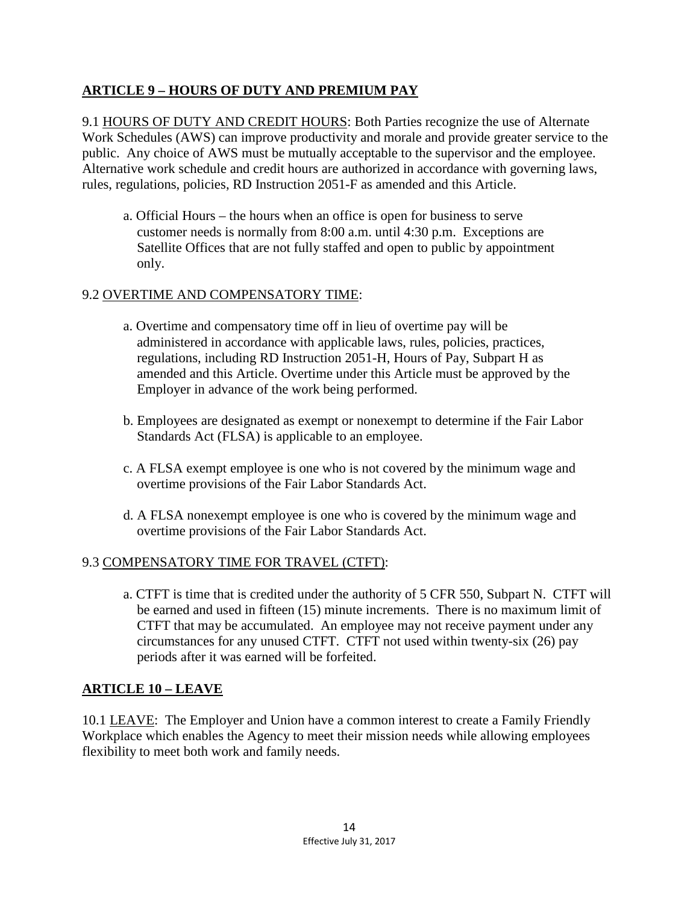## ARTICLE 9 – HOURS OF DUTY AND PREMIUM PAY

9.1 HOURS OF DUTY AND CREDIT HOURS: Both Parties recognize the use of Alternate Work Schedules (AWS) can improve productivity and morale and provide greater service to the public. Any choice of AWS must be mutually acceptable to the supervisor and the employee. Alternative work schedule and credit hours are authorized in accordance with governing laws, rules, regulations, policies, RD Instruction 2051-F as amended and this Article.

a. Official Hours – the hours when an office is open for business to serve customer needs is normally from 8:00 a.m. until 4:30 p.m. Exceptions are Satellite Offices that are not fully staffed and open to public by appointment only.

9.2 OVERTIME AND COMPENSATORY TIME:

a. Overtime and compensatory time off in lieu of overtime pay will be administered in accordance with applicable laws, rules, policies, practices, regulations, including RD Instruction 2051-H, Hours of Pay, Subpart H as amended and this Article. Overtime under this Article must be approved by the Employer in advance of the work being performed.

b. Employees are designated as exempt or nonexempt to determine if the Fair Labor Standards Act (FLSA) is applicable to an employee.

c. A FLSA exempt employee is one who is not covered by the minimum wage and overtime provisions of the Fair Labor Standards Act.

d. A FLSA nonexempt employee is one who is covered by the minimum wage and overtime provisions of the Fair Labor Standards Act.

9.3 COMPENSATORY TIME FOR TRAVEL (CTFT):

a. CTFT is time that is credited under the authority of 5 CFR 550, Subpart N. CTFT will be earned and used in fifteen (15) minute increments. There is no maximum limit of CTFT that may be accumulated. An employee may not receive payment under any circumstances for any unused CTFT. CTFT not used within twenty-six (26) pay periods after it was earned will be forfeited.

## ARTICLE 10 – LEAVE

10.1 LEAVE: The Employer and Union have a common interest to create a Family Friendly Workplace which enables the Agency to meet their mission needs while allowing employees flexibility to meet both work and family needs.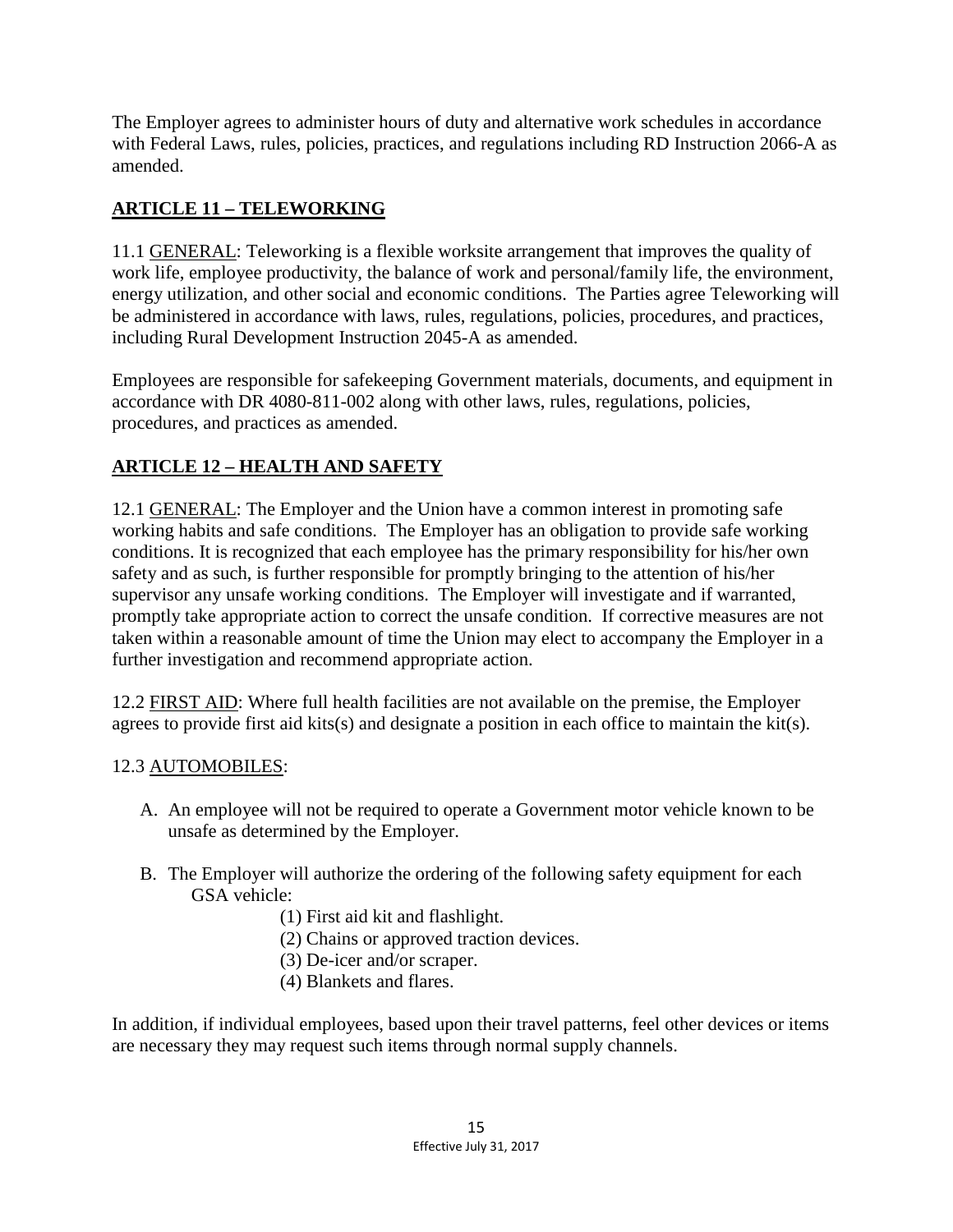The Employer agrees to administer hours of duty and alternative work schedules in accordance with Federal Laws, rules, policies, practices, and regulations including RD Instruction 2066-A as amended.

## ARTICLE 11 – TELEWORKING

11.1 GENERAL: Teleworking is a flexible worksite arrangement that improves the quality of work life, employee productivity, the balance of work and personal/family life, the environment, energy utilization, and other social and economic conditions. The Parties agree Teleworking will be administered in accordance with laws, rules, regulations, policies, procedures, and practices, including Rural Development Instruction 2045-A as amended.

Employees are responsible for safekeeping Government materials, documents, and equipment in accordance with DR 4080-811-002 along with other laws, rules, regulations, policies, procedures, and practices as amended.

## ARTICLE 12 – HEALTH AND SAFETY

12.1 GENERAL: The Employer and the Union have a common interest in promoting safe working habits and safe conditions. The Employer has an obligation to provide safe working conditions. It is recognized that each employee has the primary responsibility for his/her own safety and as such, is further responsible for promptly bringing to the attention of his/her supervisor any unsafe working conditions. The Employer will investigate and if warranted, promptly take appropriate action to correct the unsafe condition. If corrective measures are not taken within a reasonable amount of time the Union may elect to accompany the Employer in a further investigation and recommend appropriate action.

12.2 FIRST AID: Where full health facilities are not available on the premise, the Employer agrees to provide first aid kits(s) and designate a position in each office to maintain the kit(s).

12.3 AUTOMOBILES:

A. An employee will not be required to operate a Government motor vehicle known to be unsafe as determined by the Employer.

B. The Employer will authorize the ordering of the following safety equipment for each GSA vehicle:
   (1) First aid kit and flashlight.
   (2) Chains or approved traction devices.
   (3) De-icer and/or scraper.
   (4) Blankets and flares.

In addition, if individual employees, based upon their travel patterns, feel other devices or items are necessary they may request such items through normal supply channels.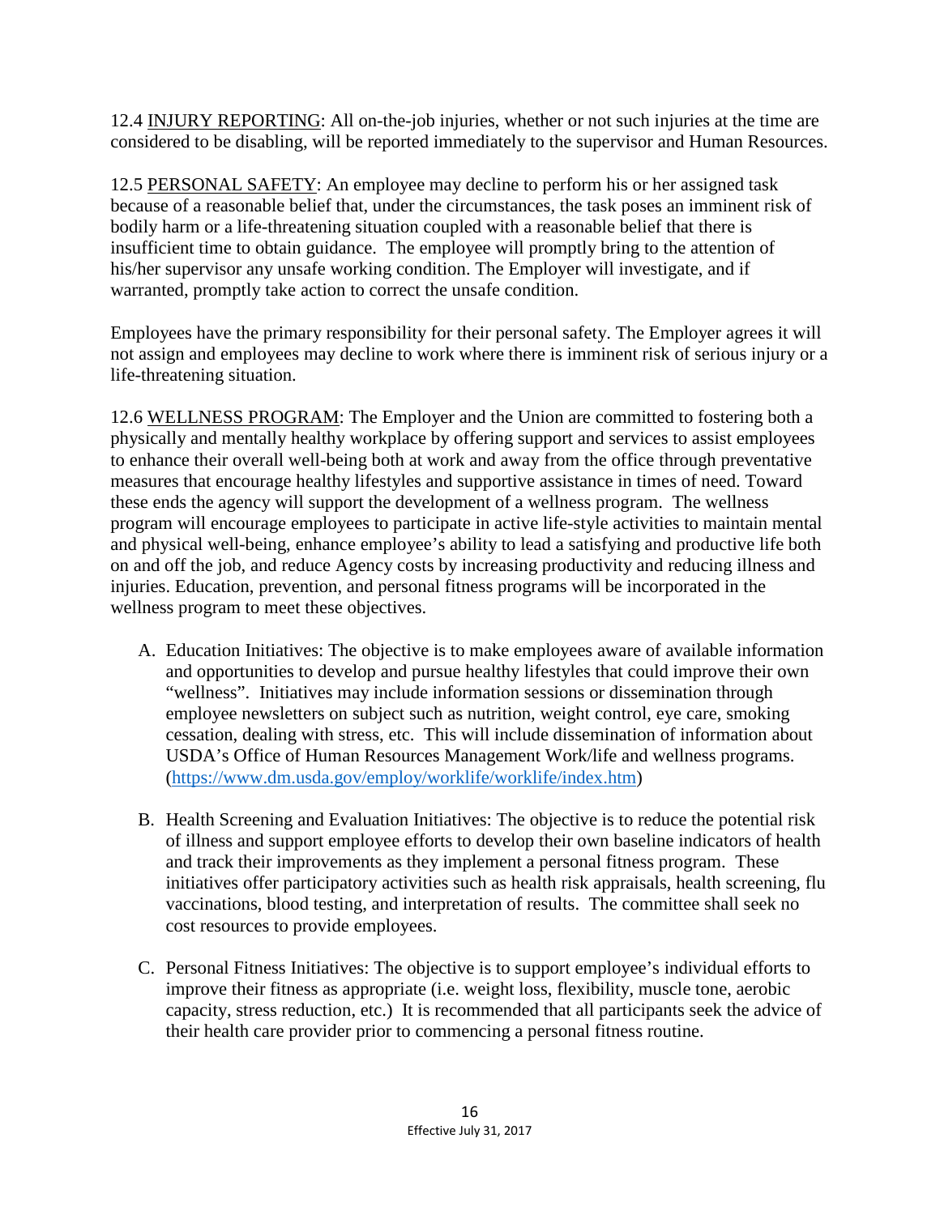12.4 INJURY REPORTING: All on-the-job injuries, whether or not such injuries at the time are considered to be disabling, will be reported immediately to the supervisor and Human Resources.

12.5 PERSONAL SAFETY: An employee may decline to perform his or her assigned task because of a reasonable belief that, under the circumstances, the task poses an imminent risk of bodily harm or a life-threatening situation coupled with a reasonable belief that there is insufficient time to obtain guidance. The employee will promptly bring to the attention of his/her supervisor any unsafe working condition. The Employer will investigate, and if warranted, promptly take action to correct the unsafe condition.

Employees have the primary responsibility for their personal safety. The Employer agrees it will not assign and employees may decline to work where there is imminent risk of serious injury or a life-threatening situation.

12.6 WELLNESS PROGRAM: The Employer and the Union are committed to fostering both a physically and mentally healthy workplace by offering support and services to assist employees to enhance their overall well-being both at work and away from the office through preventative measures that encourage healthy lifestyles and supportive assistance in times of need. Toward these ends the agency will support the development of a wellness program. The wellness program will encourage employees to participate in active life-style activities to maintain mental and physical well-being, enhance employee's ability to lead a satisfying and productive life both on and off the job, and reduce Agency costs by increasing productivity and reducing illness and injuries. Education, prevention, and personal fitness programs will be incorporated in the wellness program to meet these objectives.

A. Education Initiatives: The objective is to make employees aware of available information and opportunities to develop and pursue healthy lifestyles that could improve their own "wellness". Initiatives may include information sessions or dissemination through employee newsletters on subject such as nutrition, weight control, eye care, smoking cessation, dealing with stress, etc. This will include dissemination of information about USDA's Office of Human Resources Management Work/life and wellness programs. (https://www.dm.usda.gov/employ/worklife/worklife/index.htm)

B. Health Screening and Evaluation Initiatives: The objective is to reduce the potential risk of illness and support employee efforts to develop their own baseline indicators of health and track their improvements as they implement a personal fitness program. These initiatives offer participatory activities such as health risk appraisals, health screening, flu vaccinations, blood testing, and interpretation of results. The committee shall seek no cost resources to provide employees.

C. Personal Fitness Initiatives: The objective is to support employee's individual efforts to improve their fitness as appropriate (i.e. weight loss, flexibility, muscle tone, aerobic capacity, stress reduction, etc.) It is recommended that all participants seek the advice of their health care provider prior to commencing a personal fitness routine.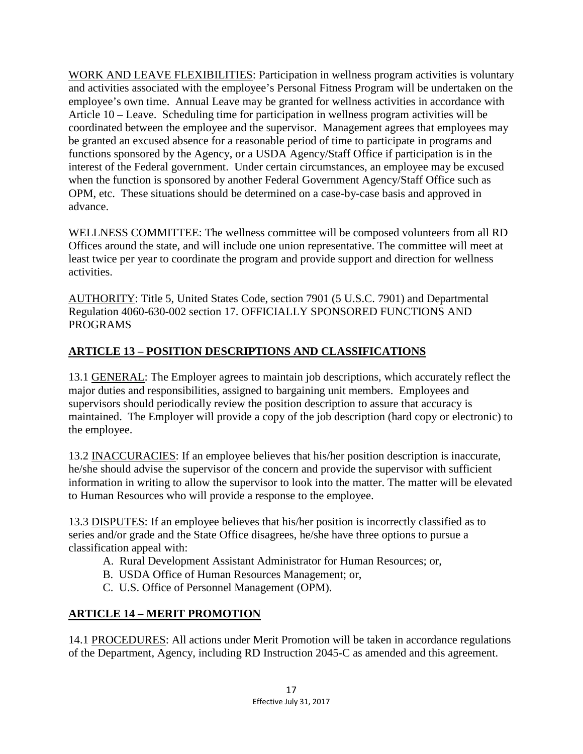<u>WORK AND LEAVE FLEXIBILITIES</u>: Participation in wellness program activities is voluntary and activities associated with the employee's Personal Fitness Program will be undertaken on the employee's own time. Annual Leave may be granted for wellness activities in accordance with Article 10 – Leave. Scheduling time for participation in wellness program activities will be coordinated between the employee and the supervisor. Management agrees that employees may be granted an excused absence for a reasonable period of time to participate in programs and functions sponsored by the Agency, or a USDA Agency/Staff Office if participation is in the interest of the Federal government. Under certain circumstances, an employee may be excused when the function is sponsored by another Federal Government Agency/Staff Office such as OPM, etc. These situations should be determined on a case-by-case basis and approved in advance.

<u>WELLNESS COMMITTEE</u>: The wellness committee will be composed volunteers from all RD Offices around the state, and will include one union representative. The committee will meet at least twice per year to coordinate the program and provide support and direction for wellness activities.

<u>AUTHORITY</u>: Title 5, United States Code, section 7901 (5 U.S.C. 7901) and Departmental Regulation 4060-630-002 section 17. OFFICIALLY SPONSORED FUNCTIONS AND PROGRAMS

## ARTICLE 13 – POSITION DESCRIPTIONS AND CLASSIFICATIONS

13.1 <u>GENERAL</u>: The Employer agrees to maintain job descriptions, which accurately reflect the major duties and responsibilities, assigned to bargaining unit members. Employees and supervisors should periodically review the position description to assure that accuracy is maintained. The Employer will provide a copy of the job description (hard copy or electronic) to the employee.

13.2 <u>INACCURACIES</u>: If an employee believes that his/her position description is inaccurate, he/she should advise the supervisor of the concern and provide the supervisor with sufficient information in writing to allow the supervisor to look into the matter. The matter will be elevated to Human Resources who will provide a response to the employee.

13.3 <u>DISPUTES</u>: If an employee believes that his/her position is incorrectly classified as to series and/or grade and the State Office disagrees, he/she have three options to pursue a classification appeal with:

A. Rural Development Assistant Administrator for Human Resources; or,
B. USDA Office of Human Resources Management; or,
C. U.S. Office of Personnel Management (OPM).

## ARTICLE 14 – MERIT PROMOTION

14.1 <u>PROCEDURES</u>: All actions under Merit Promotion will be taken in accordance regulations of the Department, Agency, including RD Instruction 2045-C as amended and this agreement.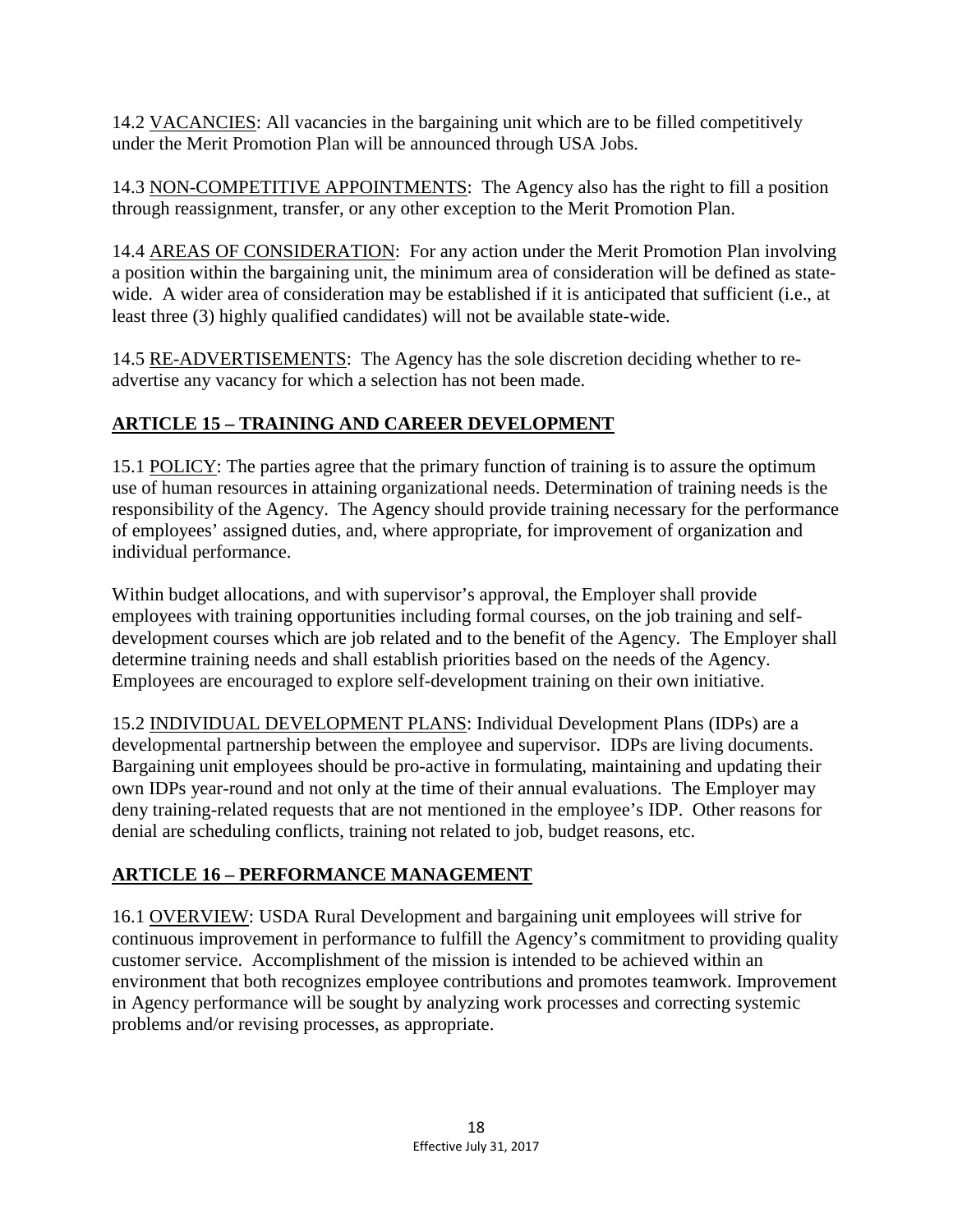14.2 VACANCIES: All vacancies in the bargaining unit which are to be filled competitively under the Merit Promotion Plan will be announced through USA Jobs.

14.3 NON-COMPETITIVE APPOINTMENTS: The Agency also has the right to fill a position through reassignment, transfer, or any other exception to the Merit Promotion Plan.

14.4 AREAS OF CONSIDERATION: For any action under the Merit Promotion Plan involving a position within the bargaining unit, the minimum area of consideration will be defined as state-wide. A wider area of consideration may be established if it is anticipated that sufficient (i.e., at least three (3) highly qualified candidates) will not be available state-wide.

14.5 RE-ADVERTISEMENTS: The Agency has the sole discretion deciding whether to re-advertise any vacancy for which a selection has not been made.

## ARTICLE 15 – TRAINING AND CAREER DEVELOPMENT

15.1 POLICY: The parties agree that the primary function of training is to assure the optimum use of human resources in attaining organizational needs. Determination of training needs is the responsibility of the Agency. The Agency should provide training necessary for the performance of employees' assigned duties, and, where appropriate, for improvement of organization and individual performance.

Within budget allocations, and with supervisor's approval, the Employer shall provide employees with training opportunities including formal courses, on the job training and self-development courses which are job related and to the benefit of the Agency. The Employer shall determine training needs and shall establish priorities based on the needs of the Agency. Employees are encouraged to explore self-development training on their own initiative.

15.2 INDIVIDUAL DEVELOPMENT PLANS: Individual Development Plans (IDPs) are a developmental partnership between the employee and supervisor. IDPs are living documents. Bargaining unit employees should be pro-active in formulating, maintaining and updating their own IDPs year-round and not only at the time of their annual evaluations. The Employer may deny training-related requests that are not mentioned in the employee's IDP. Other reasons for denial are scheduling conflicts, training not related to job, budget reasons, etc.

## ARTICLE 16 – PERFORMANCE MANAGEMENT

16.1 OVERVIEW: USDA Rural Development and bargaining unit employees will strive for continuous improvement in performance to fulfill the Agency's commitment to providing quality customer service. Accomplishment of the mission is intended to be achieved within an environment that both recognizes employee contributions and promotes teamwork. Improvement in Agency performance will be sought by analyzing work processes and correcting systemic problems and/or revising processes, as appropriate.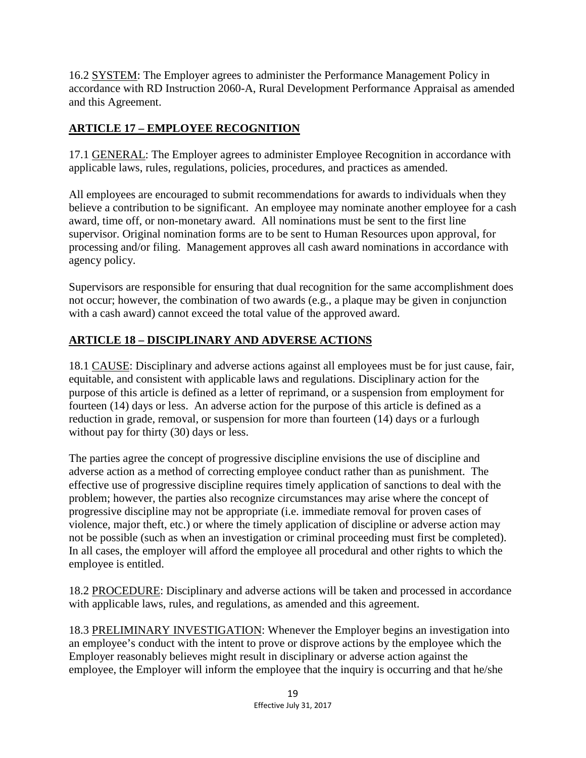16.2 SYSTEM: The Employer agrees to administer the Performance Management Policy in accordance with RD Instruction 2060-A, Rural Development Performance Appraisal as amended and this Agreement.

## ARTICLE 17 – EMPLOYEE RECOGNITION

17.1 GENERAL: The Employer agrees to administer Employee Recognition in accordance with applicable laws, rules, regulations, policies, procedures, and practices as amended.

All employees are encouraged to submit recommendations for awards to individuals when they believe a contribution to be significant. An employee may nominate another employee for a cash award, time off, or non-monetary award. All nominations must be sent to the first line supervisor. Original nomination forms are to be sent to Human Resources upon approval, for processing and/or filing. Management approves all cash award nominations in accordance with agency policy.

Supervisors are responsible for ensuring that dual recognition for the same accomplishment does not occur; however, the combination of two awards (e.g., a plaque may be given in conjunction with a cash award) cannot exceed the total value of the approved award.

## ARTICLE 18 – DISCIPLINARY AND ADVERSE ACTIONS

18.1 CAUSE: Disciplinary and adverse actions against all employees must be for just cause, fair, equitable, and consistent with applicable laws and regulations. Disciplinary action for the purpose of this article is defined as a letter of reprimand, or a suspension from employment for fourteen (14) days or less. An adverse action for the purpose of this article is defined as a reduction in grade, removal, or suspension for more than fourteen (14) days or a furlough without pay for thirty (30) days or less.

The parties agree the concept of progressive discipline envisions the use of discipline and adverse action as a method of correcting employee conduct rather than as punishment. The effective use of progressive discipline requires timely application of sanctions to deal with the problem; however, the parties also recognize circumstances may arise where the concept of progressive discipline may not be appropriate (i.e. immediate removal for proven cases of violence, major theft, etc.) or where the timely application of discipline or adverse action may not be possible (such as when an investigation or criminal proceeding must first be completed). In all cases, the employer will afford the employee all procedural and other rights to which the employee is entitled.

18.2 PROCEDURE: Disciplinary and adverse actions will be taken and processed in accordance with applicable laws, rules, and regulations, as amended and this agreement.

18.3 PRELIMINARY INVESTIGATION: Whenever the Employer begins an investigation into an employee's conduct with the intent to prove or disprove actions by the employee which the Employer reasonably believes might result in disciplinary or adverse action against the employee, the Employer will inform the employee that the inquiry is occurring and that he/she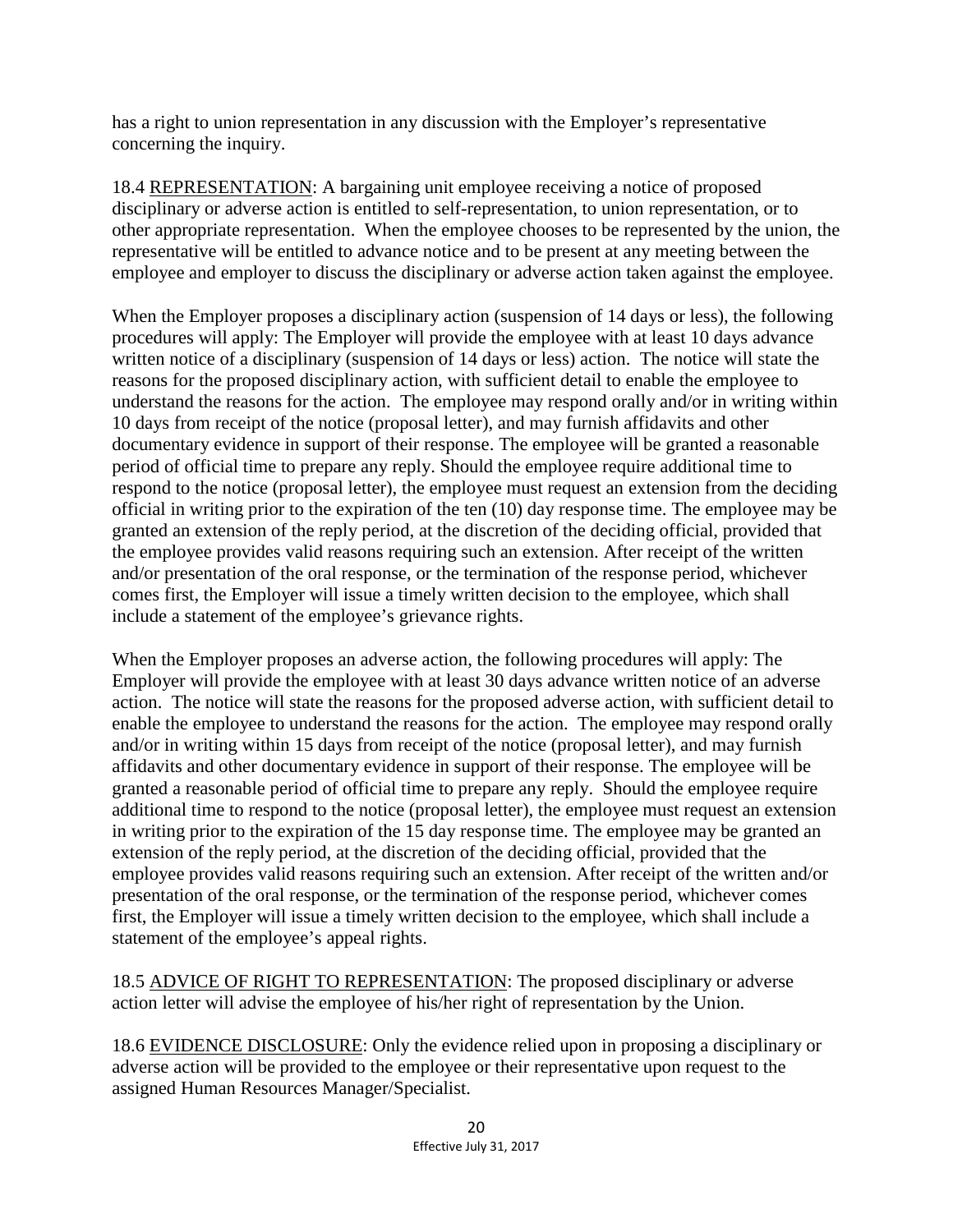has a right to union representation in any discussion with the Employer's representative concerning the inquiry.

18.4 <u>REPRESENTATION</u>: A bargaining unit employee receiving a notice of proposed disciplinary or adverse action is entitled to self-representation, to union representation, or to other appropriate representation. When the employee chooses to be represented by the union, the representative will be entitled to advance notice and to be present at any meeting between the employee and employer to discuss the disciplinary or adverse action taken against the employee.

When the Employer proposes a disciplinary action (suspension of 14 days or less), the following procedures will apply: The Employer will provide the employee with at least 10 days advance written notice of a disciplinary (suspension of 14 days or less) action. The notice will state the reasons for the proposed disciplinary action, with sufficient detail to enable the employee to understand the reasons for the action. The employee may respond orally and/or in writing within 10 days from receipt of the notice (proposal letter), and may furnish affidavits and other documentary evidence in support of their response. The employee will be granted a reasonable period of official time to prepare any reply. Should the employee require additional time to respond to the notice (proposal letter), the employee must request an extension from the deciding official in writing prior to the expiration of the ten (10) day response time. The employee may be granted an extension of the reply period, at the discretion of the deciding official, provided that the employee provides valid reasons requiring such an extension. After receipt of the written and/or presentation of the oral response, or the termination of the response period, whichever comes first, the Employer will issue a timely written decision to the employee, which shall include a statement of the employee's grievance rights.

When the Employer proposes an adverse action, the following procedures will apply: The Employer will provide the employee with at least 30 days advance written notice of an adverse action. The notice will state the reasons for the proposed adverse action, with sufficient detail to enable the employee to understand the reasons for the action. The employee may respond orally and/or in writing within 15 days from receipt of the notice (proposal letter), and may furnish affidavits and other documentary evidence in support of their response. The employee will be granted a reasonable period of official time to prepare any reply. Should the employee require additional time to respond to the notice (proposal letter), the employee must request an extension in writing prior to the expiration of the 15 day response time. The employee may be granted an extension of the reply period, at the discretion of the deciding official, provided that the employee provides valid reasons requiring such an extension. After receipt of the written and/or presentation of the oral response, or the termination of the response period, whichever comes first, the Employer will issue a timely written decision to the employee, which shall include a statement of the employee's appeal rights.

18.5 <u>ADVICE OF RIGHT TO REPRESENTATION</u>: The proposed disciplinary or adverse action letter will advise the employee of his/her right of representation by the Union.

18.6 <u>EVIDENCE DISCLOSURE</u>: Only the evidence relied upon in proposing a disciplinary or adverse action will be provided to the employee or their representative upon request to the assigned Human Resources Manager/Specialist.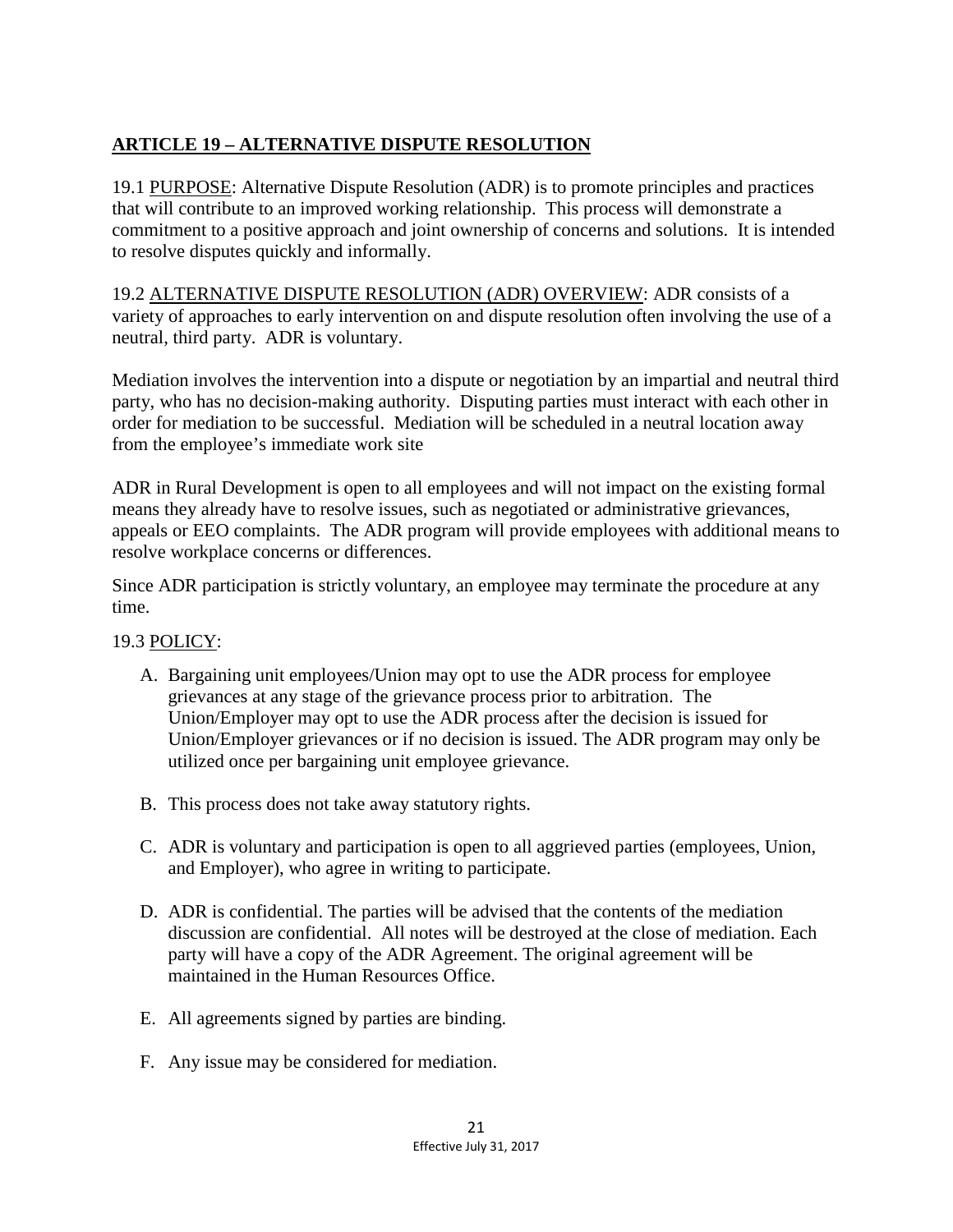## ARTICLE 19 – ALTERNATIVE DISPUTE RESOLUTION

19.1 PURPOSE: Alternative Dispute Resolution (ADR) is to promote principles and practices that will contribute to an improved working relationship. This process will demonstrate a commitment to a positive approach and joint ownership of concerns and solutions. It is intended to resolve disputes quickly and informally.

19.2 ALTERNATIVE DISPUTE RESOLUTION (ADR) OVERVIEW: ADR consists of a variety of approaches to early intervention on and dispute resolution often involving the use of a neutral, third party. ADR is voluntary.

Mediation involves the intervention into a dispute or negotiation by an impartial and neutral third party, who has no decision-making authority. Disputing parties must interact with each other in order for mediation to be successful. Mediation will be scheduled in a neutral location away from the employee's immediate work site

ADR in Rural Development is open to all employees and will not impact on the existing formal means they already have to resolve issues, such as negotiated or administrative grievances, appeals or EEO complaints. The ADR program will provide employees with additional means to resolve workplace concerns or differences.

Since ADR participation is strictly voluntary, an employee may terminate the procedure at any time.

19.3 POLICY:

A. Bargaining unit employees/Union may opt to use the ADR process for employee grievances at any stage of the grievance process prior to arbitration. The Union/Employer may opt to use the ADR process after the decision is issued for Union/Employer grievances or if no decision is issued. The ADR program may only be utilized once per bargaining unit employee grievance.

B. This process does not take away statutory rights.

C. ADR is voluntary and participation is open to all aggrieved parties (employees, Union, and Employer), who agree in writing to participate.

D. ADR is confidential. The parties will be advised that the contents of the mediation discussion are confidential. All notes will be destroyed at the close of mediation. Each party will have a copy of the ADR Agreement. The original agreement will be maintained in the Human Resources Office.

E. All agreements signed by parties are binding.

F. Any issue may be considered for mediation.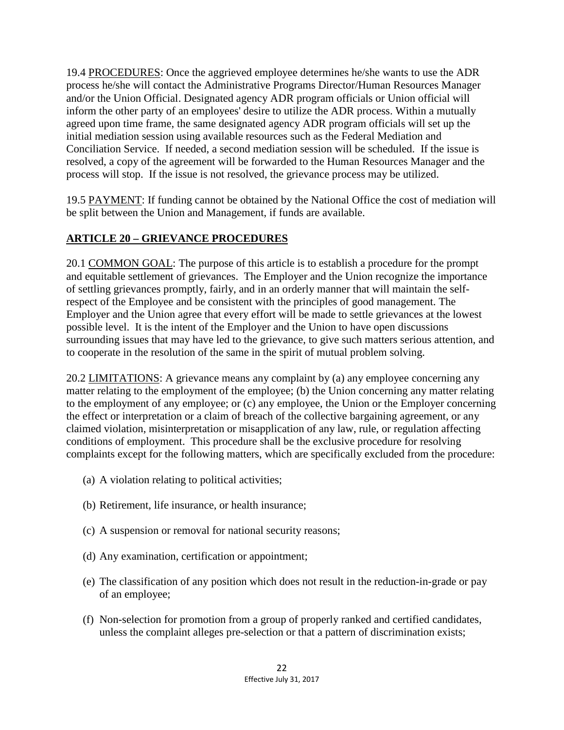19.4 PROCEDURES: Once the aggrieved employee determines he/she wants to use the ADR process he/she will contact the Administrative Programs Director/Human Resources Manager and/or the Union Official. Designated agency ADR program officials or Union official will inform the other party of an employees' desire to utilize the ADR process. Within a mutually agreed upon time frame, the same designated agency ADR program officials will set up the initial mediation session using available resources such as the Federal Mediation and Conciliation Service. If needed, a second mediation session will be scheduled. If the issue is resolved, a copy of the agreement will be forwarded to the Human Resources Manager and the process will stop. If the issue is not resolved, the grievance process may be utilized.

19.5 PAYMENT: If funding cannot be obtained by the National Office the cost of mediation will be split between the Union and Management, if funds are available.

## ARTICLE 20 – GRIEVANCE PROCEDURES

20.1 COMMON GOAL: The purpose of this article is to establish a procedure for the prompt and equitable settlement of grievances. The Employer and the Union recognize the importance of settling grievances promptly, fairly, and in an orderly manner that will maintain the self-respect of the Employee and be consistent with the principles of good management. The Employer and the Union agree that every effort will be made to settle grievances at the lowest possible level. It is the intent of the Employer and the Union to have open discussions surrounding issues that may have led to the grievance, to give such matters serious attention, and to cooperate in the resolution of the same in the spirit of mutual problem solving.

20.2 LIMITATIONS: A grievance means any complaint by (a) any employee concerning any matter relating to the employment of the employee; (b) the Union concerning any matter relating to the employment of any employee; or (c) any employee, the Union or the Employer concerning the effect or interpretation or a claim of breach of the collective bargaining agreement, or any claimed violation, misinterpretation or misapplication of any law, rule, or regulation affecting conditions of employment. This procedure shall be the exclusive procedure for resolving complaints except for the following matters, which are specifically excluded from the procedure:

(a) A violation relating to political activities;

(b) Retirement, life insurance, or health insurance;

(c) A suspension or removal for national security reasons;

(d) Any examination, certification or appointment;

(e) The classification of any position which does not result in the reduction-in-grade or pay of an employee;

(f) Non-selection for promotion from a group of properly ranked and certified candidates, unless the complaint alleges pre-selection or that a pattern of discrimination exists;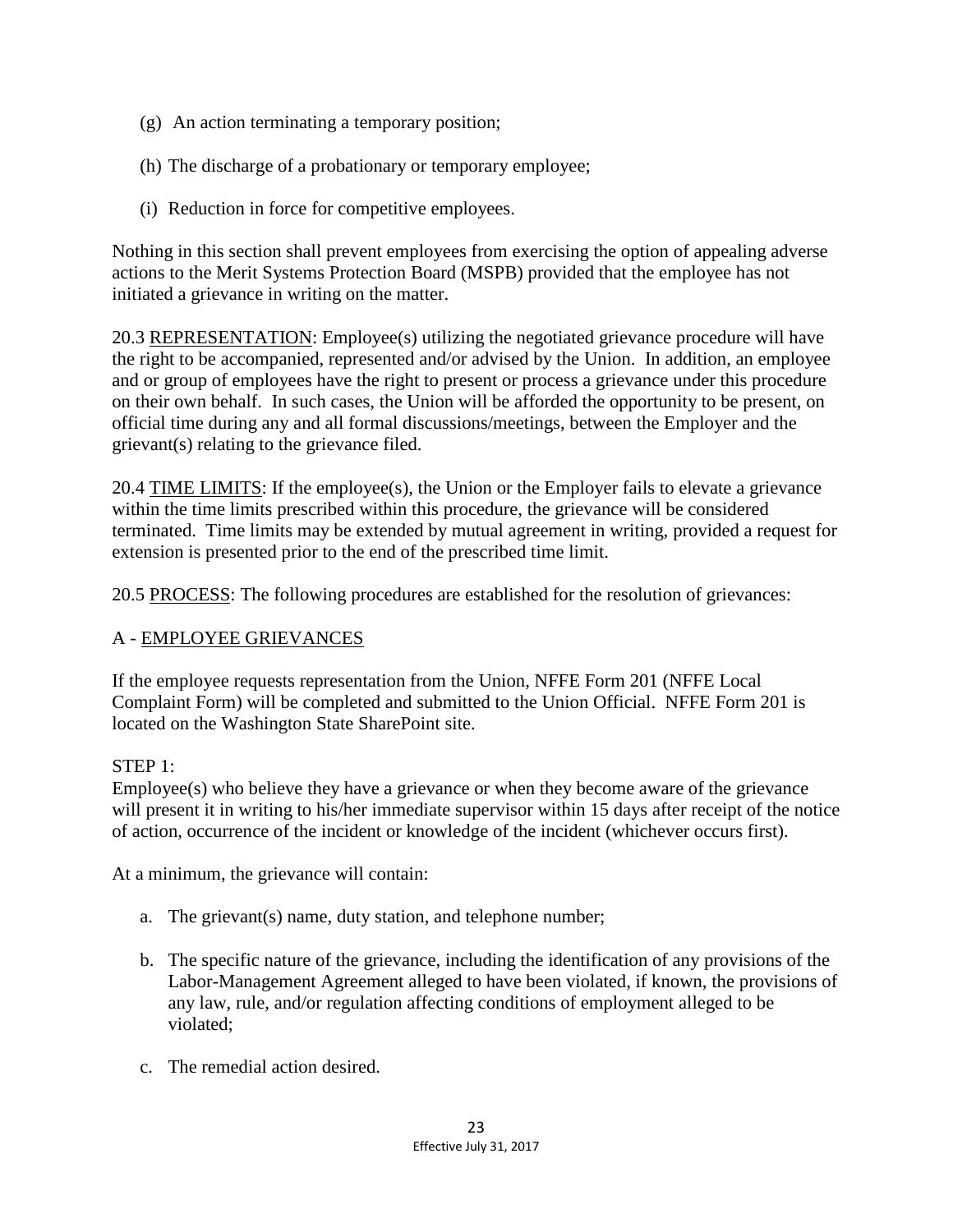(g) An action terminating a temporary position;

(h) The discharge of a probationary or temporary employee;

(i) Reduction in force for competitive employees.

Nothing in this section shall prevent employees from exercising the option of appealing adverse actions to the Merit Systems Protection Board (MSPB) provided that the employee has not initiated a grievance in writing on the matter.

20.3 <u>REPRESENTATION</u>: Employee(s) utilizing the negotiated grievance procedure will have the right to be accompanied, represented and/or advised by the Union. In addition, an employee and or group of employees have the right to present or process a grievance under this procedure on their own behalf. In such cases, the Union will be afforded the opportunity to be present, on official time during any and all formal discussions/meetings, between the Employer and the grievant(s) relating to the grievance filed.

20.4 <u>TIME LIMITS</u>: If the employee(s), the Union or the Employer fails to elevate a grievance within the time limits prescribed within this procedure, the grievance will be considered terminated. Time limits may be extended by mutual agreement in writing, provided a request for extension is presented prior to the end of the prescribed time limit.

20.5 <u>PROCESS</u>: The following procedures are established for the resolution of grievances:

A - <u>EMPLOYEE GRIEVANCES</u>

If the employee requests representation from the Union, NFFE Form 201 (NFFE Local Complaint Form) will be completed and submitted to the Union Official. NFFE Form 201 is located on the Washington State SharePoint site.

STEP 1:
Employee(s) who believe they have a grievance or when they become aware of the grievance will present it in writing to his/her immediate supervisor within 15 days after receipt of the notice of action, occurrence of the incident or knowledge of the incident (whichever occurs first).

At a minimum, the grievance will contain:

a. The grievant(s) name, duty station, and telephone number;

b. The specific nature of the grievance, including the identification of any provisions of the Labor-Management Agreement alleged to have been violated, if known, the provisions of any law, rule, and/or regulation affecting conditions of employment alleged to be violated;

c. The remedial action desired.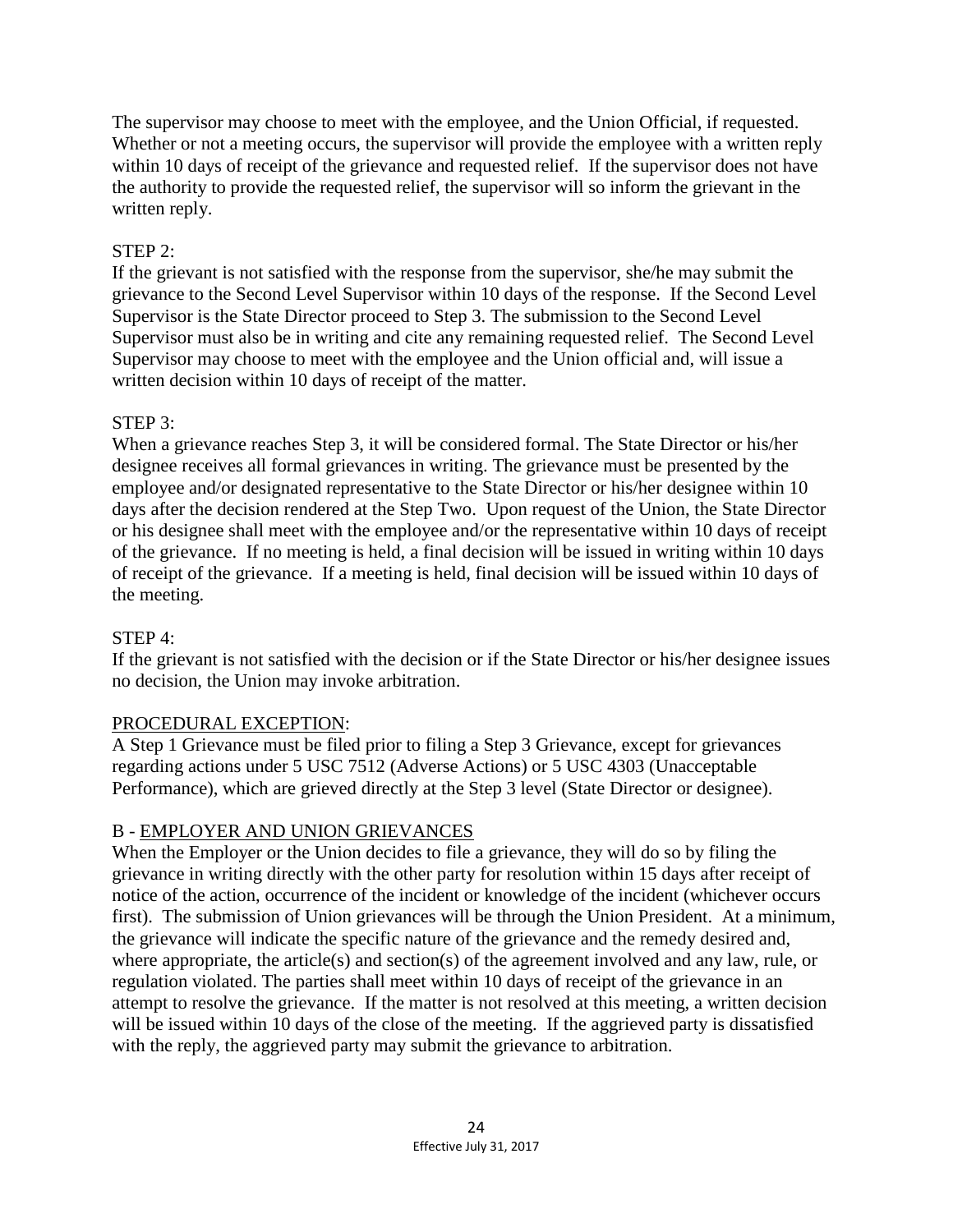The supervisor may choose to meet with the employee, and the Union Official, if requested. Whether or not a meeting occurs, the supervisor will provide the employee with a written reply within 10 days of receipt of the grievance and requested relief. If the supervisor does not have the authority to provide the requested relief, the supervisor will so inform the grievant in the written reply.

STEP 2:
If the grievant is not satisfied with the response from the supervisor, she/he may submit the grievance to the Second Level Supervisor within 10 days of the response. If the Second Level Supervisor is the State Director proceed to Step 3. The submission to the Second Level Supervisor must also be in writing and cite any remaining requested relief. The Second Level Supervisor may choose to meet with the employee and the Union official and, will issue a written decision within 10 days of receipt of the matter.

STEP 3:
When a grievance reaches Step 3, it will be considered formal. The State Director or his/her designee receives all formal grievances in writing. The grievance must be presented by the employee and/or designated representative to the State Director or his/her designee within 10 days after the decision rendered at the Step Two. Upon request of the Union, the State Director or his designee shall meet with the employee and/or the representative within 10 days of receipt of the grievance. If no meeting is held, a final decision will be issued in writing within 10 days of receipt of the grievance. If a meeting is held, final decision will be issued within 10 days of the meeting.

STEP 4:
If the grievant is not satisfied with the decision or if the State Director or his/her designee issues no decision, the Union may invoke arbitration.

<u>PROCEDURAL EXCEPTION</u>:
A Step 1 Grievance must be filed prior to filing a Step 3 Grievance, except for grievances regarding actions under 5 USC 7512 (Adverse Actions) or 5 USC 4303 (Unacceptable Performance), which are grieved directly at the Step 3 level (State Director or designee).

B - <u>EMPLOYER AND UNION GRIEVANCES</u>
When the Employer or the Union decides to file a grievance, they will do so by filing the grievance in writing directly with the other party for resolution within 15 days after receipt of notice of the action, occurrence of the incident or knowledge of the incident (whichever occurs first). The submission of Union grievances will be through the Union President. At a minimum, the grievance will indicate the specific nature of the grievance and the remedy desired and, where appropriate, the article(s) and section(s) of the agreement involved and any law, rule, or regulation violated. The parties shall meet within 10 days of receipt of the grievance in an attempt to resolve the grievance. If the matter is not resolved at this meeting, a written decision will be issued within 10 days of the close of the meeting. If the aggrieved party is dissatisfied with the reply, the aggrieved party may submit the grievance to arbitration.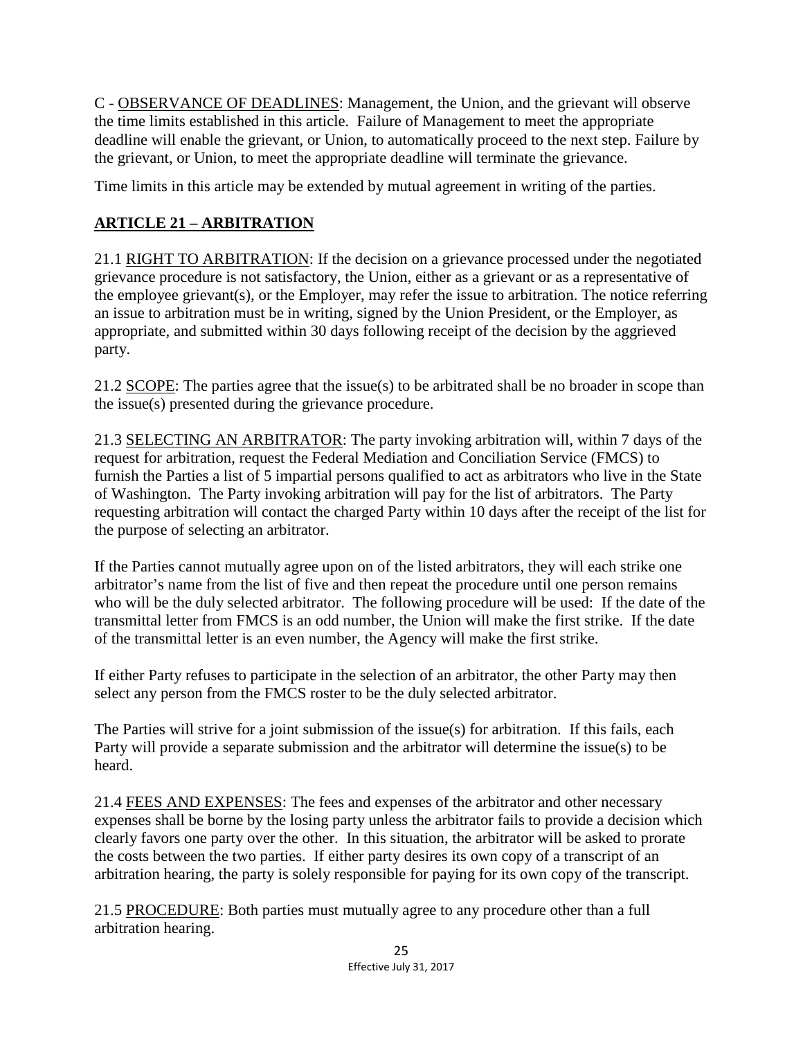C - <u>OBSERVANCE OF DEADLINES</u>: Management, the Union, and the grievant will observe the time limits established in this article. Failure of Management to meet the appropriate deadline will enable the grievant, or Union, to automatically proceed to the next step. Failure by the grievant, or Union, to meet the appropriate deadline will terminate the grievance.

Time limits in this article may be extended by mutual agreement in writing of the parties.

## ARTICLE 21 – ARBITRATION

21.1 <u>RIGHT TO ARBITRATION</u>: If the decision on a grievance processed under the negotiated grievance procedure is not satisfactory, the Union, either as a grievant or as a representative of the employee grievant(s), or the Employer, may refer the issue to arbitration. The notice referring an issue to arbitration must be in writing, signed by the Union President, or the Employer, as appropriate, and submitted within 30 days following receipt of the decision by the aggrieved party.

21.2 <u>SCOPE</u>: The parties agree that the issue(s) to be arbitrated shall be no broader in scope than the issue(s) presented during the grievance procedure.

21.3 <u>SELECTING AN ARBITRATOR</u>: The party invoking arbitration will, within 7 days of the request for arbitration, request the Federal Mediation and Conciliation Service (FMCS) to furnish the Parties a list of 5 impartial persons qualified to act as arbitrators who live in the State of Washington. The Party invoking arbitration will pay for the list of arbitrators. The Party requesting arbitration will contact the charged Party within 10 days after the receipt of the list for the purpose of selecting an arbitrator.

If the Parties cannot mutually agree upon on of the listed arbitrators, they will each strike one arbitrator's name from the list of five and then repeat the procedure until one person remains who will be the duly selected arbitrator. The following procedure will be used: If the date of the transmittal letter from FMCS is an odd number, the Union will make the first strike. If the date of the transmittal letter is an even number, the Agency will make the first strike.

If either Party refuses to participate in the selection of an arbitrator, the other Party may then select any person from the FMCS roster to be the duly selected arbitrator.

The Parties will strive for a joint submission of the issue(s) for arbitration. If this fails, each Party will provide a separate submission and the arbitrator will determine the issue(s) to be heard.

21.4 <u>FEES AND EXPENSES</u>: The fees and expenses of the arbitrator and other necessary expenses shall be borne by the losing party unless the arbitrator fails to provide a decision which clearly favors one party over the other. In this situation, the arbitrator will be asked to prorate the costs between the two parties. If either party desires its own copy of a transcript of an arbitration hearing, the party is solely responsible for paying for its own copy of the transcript.

21.5 <u>PROCEDURE</u>: Both parties must mutually agree to any procedure other than a full arbitration hearing.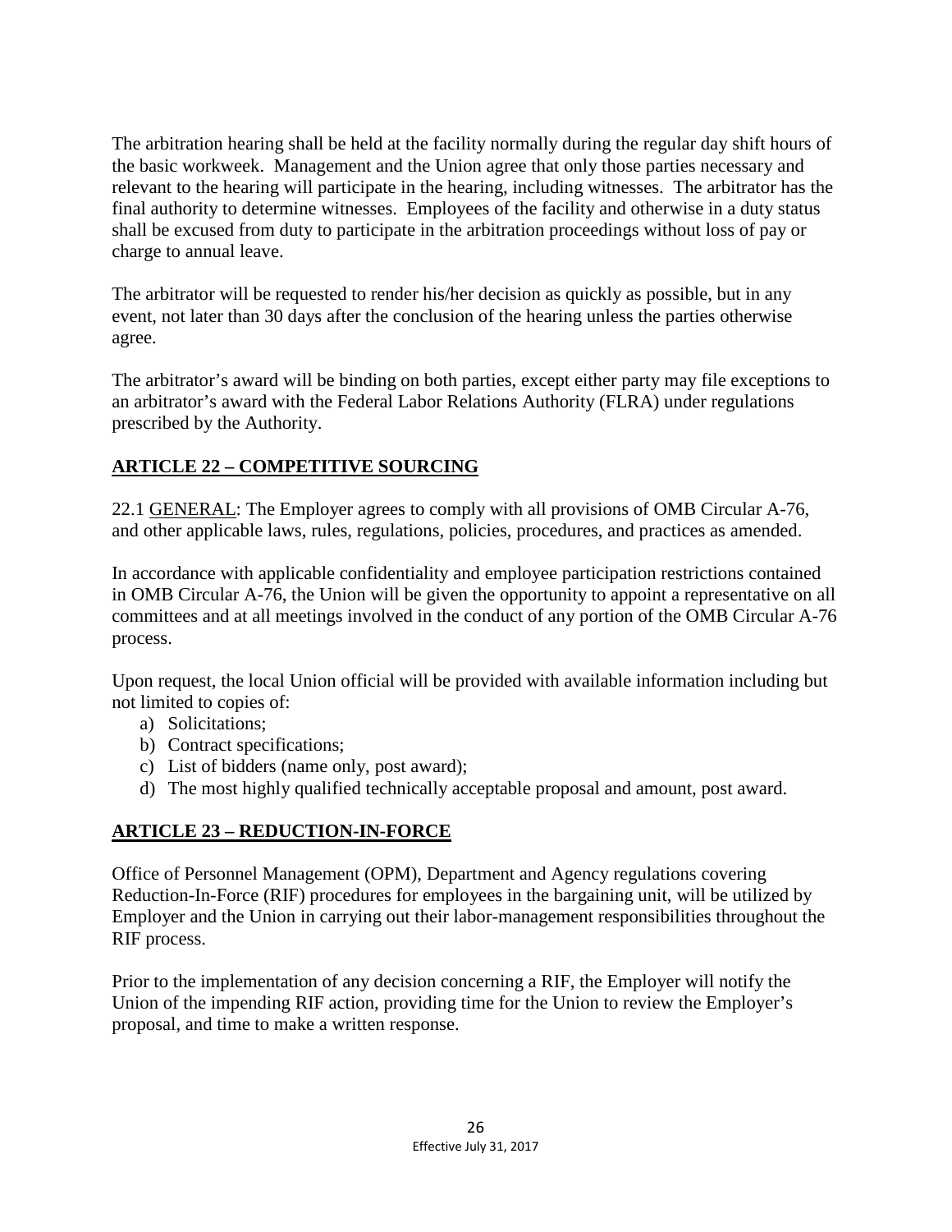The arbitration hearing shall be held at the facility normally during the regular day shift hours of the basic workweek. Management and the Union agree that only those parties necessary and relevant to the hearing will participate in the hearing, including witnesses. The arbitrator has the final authority to determine witnesses. Employees of the facility and otherwise in a duty status shall be excused from duty to participate in the arbitration proceedings without loss of pay or charge to annual leave.

The arbitrator will be requested to render his/her decision as quickly as possible, but in any event, not later than 30 days after the conclusion of the hearing unless the parties otherwise agree.

The arbitrator's award will be binding on both parties, except either party may file exceptions to an arbitrator's award with the Federal Labor Relations Authority (FLRA) under regulations prescribed by the Authority.

## ARTICLE 22 – COMPETITIVE SOURCING

22.1 GENERAL: The Employer agrees to comply with all provisions of OMB Circular A-76, and other applicable laws, rules, regulations, policies, procedures, and practices as amended.

In accordance with applicable confidentiality and employee participation restrictions contained in OMB Circular A-76, the Union will be given the opportunity to appoint a representative on all committees and at all meetings involved in the conduct of any portion of the OMB Circular A-76 process.

Upon request, the local Union official will be provided with available information including but not limited to copies of:

a) Solicitations;
b) Contract specifications;
c) List of bidders (name only, post award);
d) The most highly qualified technically acceptable proposal and amount, post award.

## ARTICLE 23 – REDUCTION-IN-FORCE

Office of Personnel Management (OPM), Department and Agency regulations covering Reduction-In-Force (RIF) procedures for employees in the bargaining unit, will be utilized by Employer and the Union in carrying out their labor-management responsibilities throughout the RIF process.

Prior to the implementation of any decision concerning a RIF, the Employer will notify the Union of the impending RIF action, providing time for the Union to review the Employer's proposal, and time to make a written response.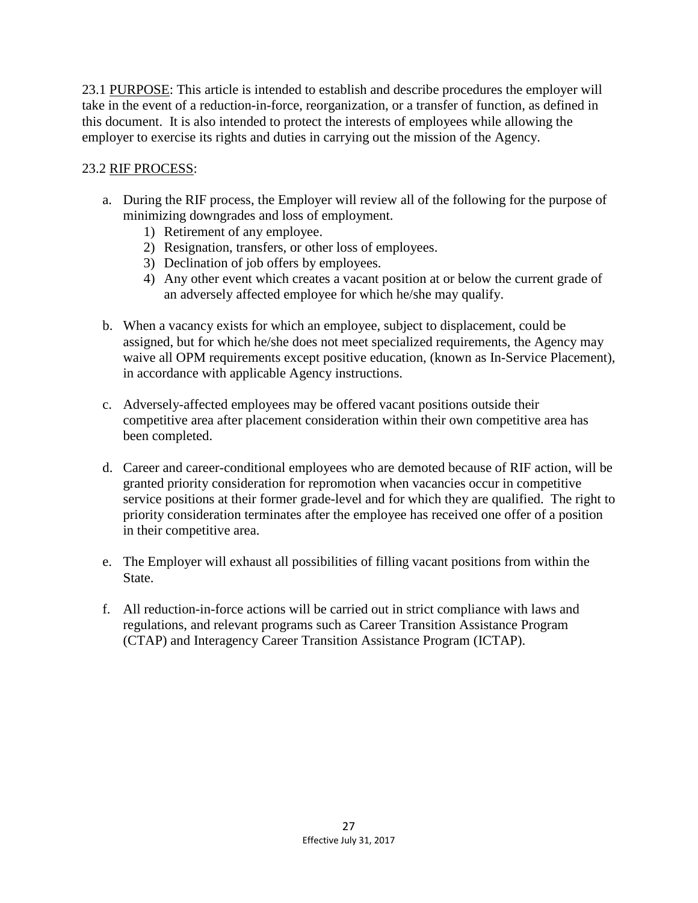23.1 PURPOSE: This article is intended to establish and describe procedures the employer will take in the event of a reduction-in-force, reorganization, or a transfer of function, as defined in this document. It is also intended to protect the interests of employees while allowing the employer to exercise its rights and duties in carrying out the mission of the Agency.

23.2 RIF PROCESS:

a. During the RIF process, the Employer will review all of the following for the purpose of minimizing downgrades and loss of employment.
   1) Retirement of any employee.
   2) Resignation, transfers, or other loss of employees.
   3) Declination of job offers by employees.
   4) Any other event which creates a vacant position at or below the current grade of an adversely affected employee for which he/she may qualify.

b. When a vacancy exists for which an employee, subject to displacement, could be assigned, but for which he/she does not meet specialized requirements, the Agency may waive all OPM requirements except positive education, (known as In-Service Placement), in accordance with applicable Agency instructions.

c. Adversely-affected employees may be offered vacant positions outside their competitive area after placement consideration within their own competitive area has been completed.

d. Career and career-conditional employees who are demoted because of RIF action, will be granted priority consideration for repromotion when vacancies occur in competitive service positions at their former grade-level and for which they are qualified. The right to priority consideration terminates after the employee has received one offer of a position in their competitive area.

e. The Employer will exhaust all possibilities of filling vacant positions from within the State.

f. All reduction-in-force actions will be carried out in strict compliance with laws and regulations, and relevant programs such as Career Transition Assistance Program (CTAP) and Interagency Career Transition Assistance Program (ICTAP).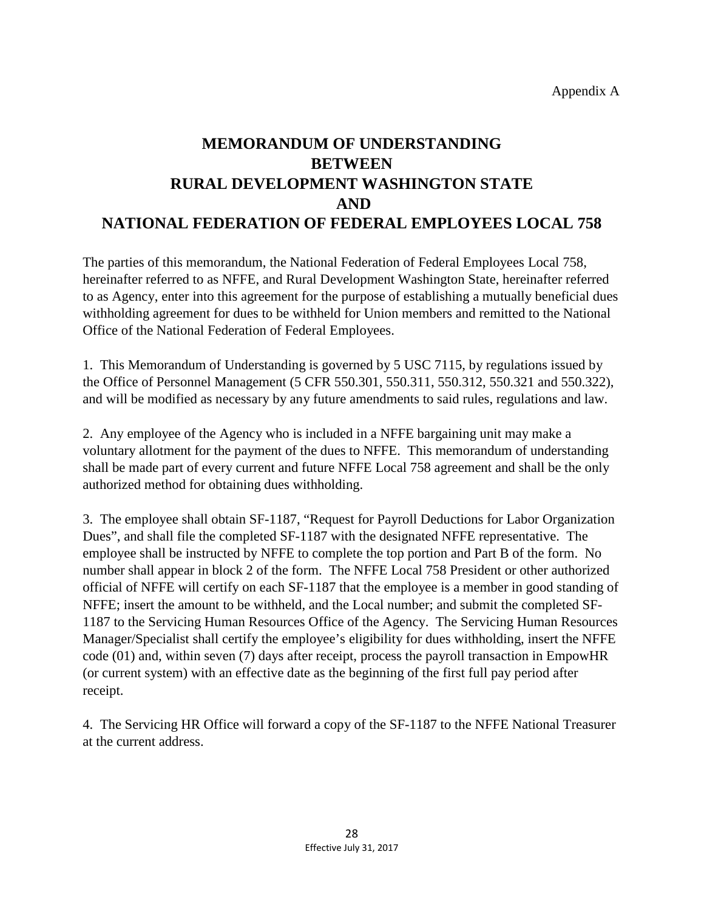Appendix A

# MEMORANDUM OF UNDERSTANDING BETWEEN RURAL DEVELOPMENT WASHINGTON STATE AND NATIONAL FEDERATION OF FEDERAL EMPLOYEES LOCAL 758

The parties of this memorandum, the National Federation of Federal Employees Local 758, hereinafter referred to as NFFE, and Rural Development Washington State, hereinafter referred to as Agency, enter into this agreement for the purpose of establishing a mutually beneficial dues withholding agreement for dues to be withheld for Union members and remitted to the National Office of the National Federation of Federal Employees.

1. This Memorandum of Understanding is governed by 5 USC 7115, by regulations issued by the Office of Personnel Management (5 CFR 550.301, 550.311, 550.312, 550.321 and 550.322), and will be modified as necessary by any future amendments to said rules, regulations and law.

2. Any employee of the Agency who is included in a NFFE bargaining unit may make a voluntary allotment for the payment of the dues to NFFE. This memorandum of understanding shall be made part of every current and future NFFE Local 758 agreement and shall be the only authorized method for obtaining dues withholding.

3. The employee shall obtain SF-1187, "Request for Payroll Deductions for Labor Organization Dues", and shall file the completed SF-1187 with the designated NFFE representative. The employee shall be instructed by NFFE to complete the top portion and Part B of the form. No number shall appear in block 2 of the form. The NFFE Local 758 President or other authorized official of NFFE will certify on each SF-1187 that the employee is a member in good standing of NFFE; insert the amount to be withheld, and the Local number; and submit the completed SF-1187 to the Servicing Human Resources Office of the Agency. The Servicing Human Resources Manager/Specialist shall certify the employee's eligibility for dues withholding, insert the NFFE code (01) and, within seven (7) days after receipt, process the payroll transaction in EmpowHR (or current system) with an effective date as the beginning of the first full pay period after receipt.

4. The Servicing HR Office will forward a copy of the SF-1187 to the NFFE National Treasurer at the current address.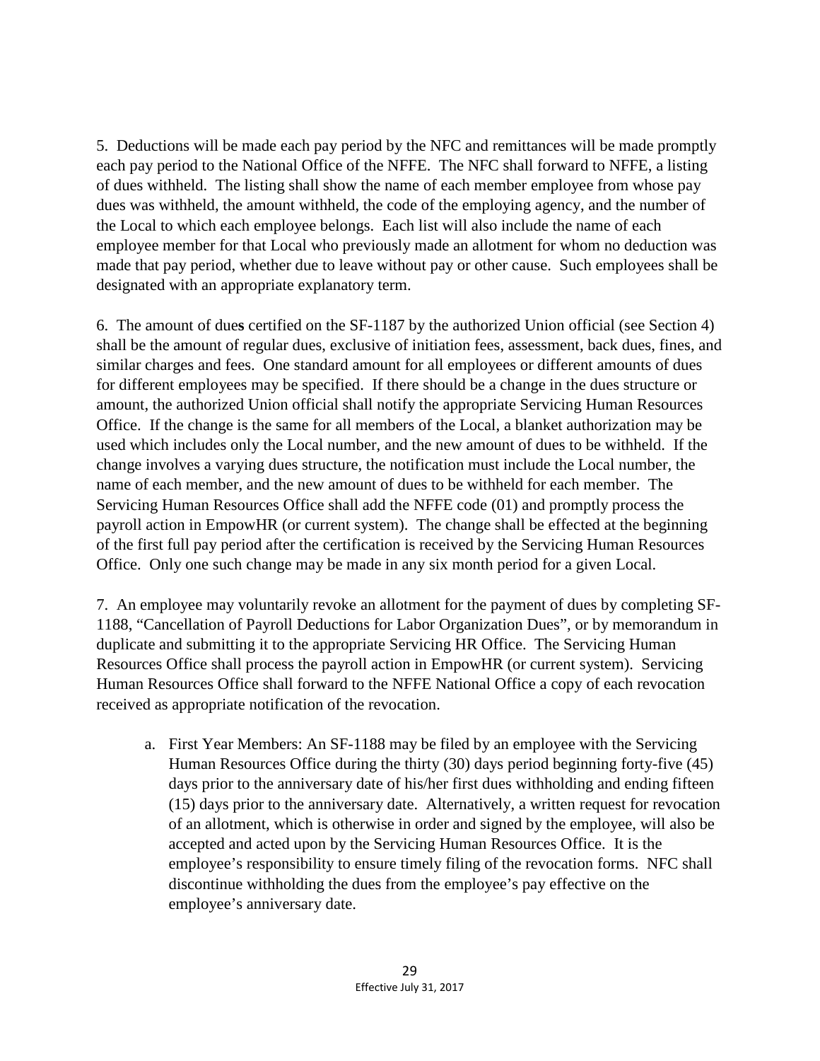5. Deductions will be made each pay period by the NFC and remittances will be made promptly each pay period to the National Office of the NFFE. The NFC shall forward to NFFE, a listing of dues withheld. The listing shall show the name of each member employee from whose pay dues was withheld, the amount withheld, the code of the employing agency, and the number of the Local to which each employee belongs. Each list will also include the name of each employee member for that Local who previously made an allotment for whom no deduction was made that pay period, whether due to leave without pay or other cause. Such employees shall be designated with an appropriate explanatory term.

6. The amount of dues certified on the SF-1187 by the authorized Union official (see Section 4) shall be the amount of regular dues, exclusive of initiation fees, assessment, back dues, fines, and similar charges and fees. One standard amount for all employees or different amounts of dues for different employees may be specified. If there should be a change in the dues structure or amount, the authorized Union official shall notify the appropriate Servicing Human Resources Office. If the change is the same for all members of the Local, a blanket authorization may be used which includes only the Local number, and the new amount of dues to be withheld. If the change involves a varying dues structure, the notification must include the Local number, the name of each member, and the new amount of dues to be withheld for each member. The Servicing Human Resources Office shall add the NFFE code (01) and promptly process the payroll action in EmpowHR (or current system). The change shall be effected at the beginning of the first full pay period after the certification is received by the Servicing Human Resources Office. Only one such change may be made in any six month period for a given Local.

7. An employee may voluntarily revoke an allotment for the payment of dues by completing SF-1188, "Cancellation of Payroll Deductions for Labor Organization Dues", or by memorandum in duplicate and submitting it to the appropriate Servicing HR Office. The Servicing Human Resources Office shall process the payroll action in EmpowHR (or current system). Servicing Human Resources Office shall forward to the NFFE National Office a copy of each revocation received as appropriate notification of the revocation.

   a. First Year Members: An SF-1188 may be filed by an employee with the Servicing Human Resources Office during the thirty (30) days period beginning forty-five (45) days prior to the anniversary date of his/her first dues withholding and ending fifteen (15) days prior to the anniversary date. Alternatively, a written request for revocation of an allotment, which is otherwise in order and signed by the employee, will also be accepted and acted upon by the Servicing Human Resources Office. It is the employee's responsibility to ensure timely filing of the revocation forms. NFC shall discontinue withholding the dues from the employee's pay effective on the employee's anniversary date.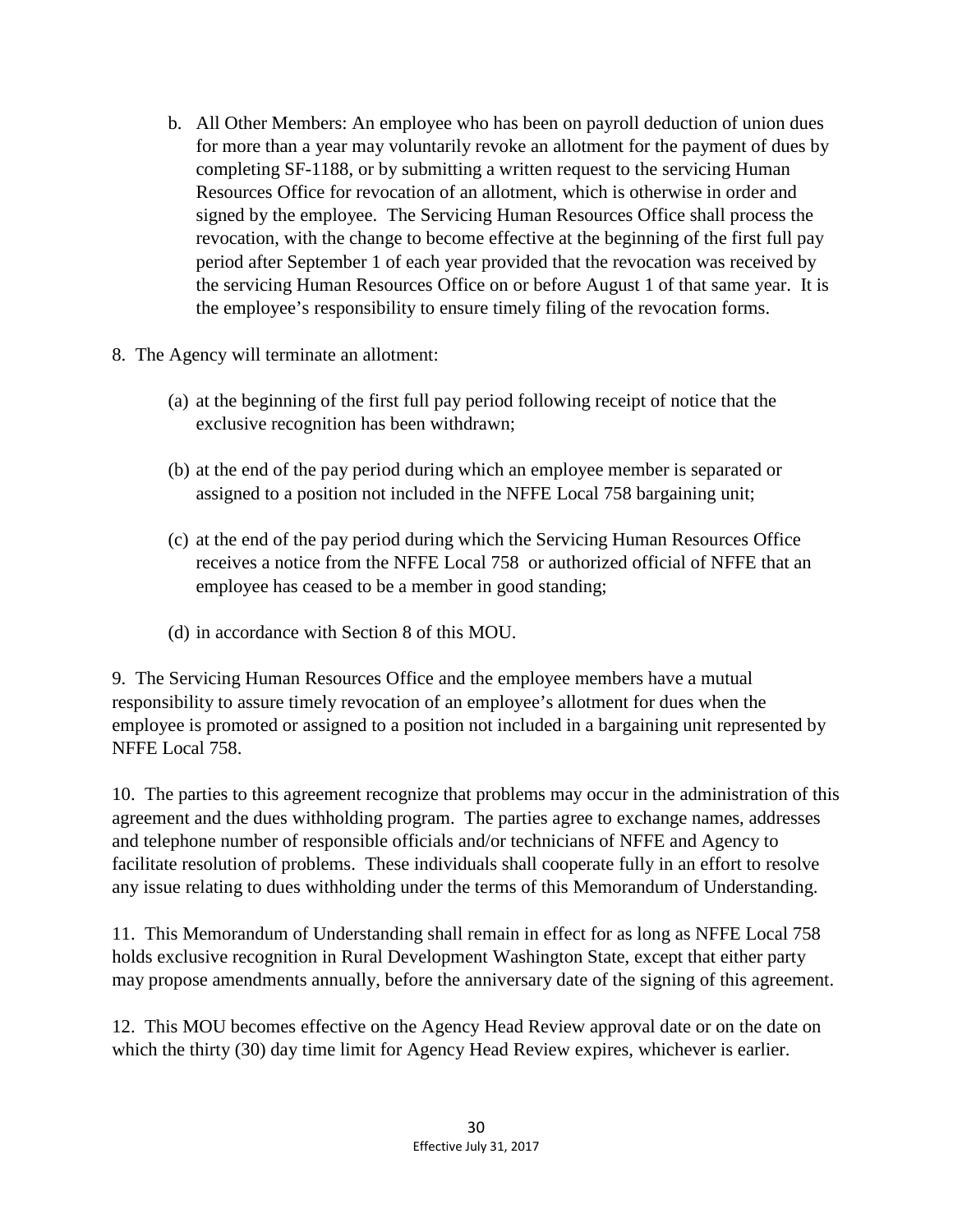b. All Other Members: An employee who has been on payroll deduction of union dues for more than a year may voluntarily revoke an allotment for the payment of dues by completing SF-1188, or by submitting a written request to the servicing Human Resources Office for revocation of an allotment, which is otherwise in order and signed by the employee. The Servicing Human Resources Office shall process the revocation, with the change to become effective at the beginning of the first full pay period after September 1 of each year provided that the revocation was received by the servicing Human Resources Office on or before August 1 of that same year. It is the employee's responsibility to ensure timely filing of the revocation forms.

8. The Agency will terminate an allotment:

(a) at the beginning of the first full pay period following receipt of notice that the exclusive recognition has been withdrawn;

(b) at the end of the pay period during which an employee member is separated or assigned to a position not included in the NFFE Local 758 bargaining unit;

(c) at the end of the pay period during which the Servicing Human Resources Office receives a notice from the NFFE Local 758 or authorized official of NFFE that an employee has ceased to be a member in good standing;

(d) in accordance with Section 8 of this MOU.

9. The Servicing Human Resources Office and the employee members have a mutual responsibility to assure timely revocation of an employee's allotment for dues when the employee is promoted or assigned to a position not included in a bargaining unit represented by NFFE Local 758.

10. The parties to this agreement recognize that problems may occur in the administration of this agreement and the dues withholding program. The parties agree to exchange names, addresses and telephone number of responsible officials and/or technicians of NFFE and Agency to facilitate resolution of problems. These individuals shall cooperate fully in an effort to resolve any issue relating to dues withholding under the terms of this Memorandum of Understanding.

11. This Memorandum of Understanding shall remain in effect for as long as NFFE Local 758 holds exclusive recognition in Rural Development Washington State, except that either party may propose amendments annually, before the anniversary date of the signing of this agreement.

12. This MOU becomes effective on the Agency Head Review approval date or on the date on which the thirty (30) day time limit for Agency Head Review expires, whichever is earlier.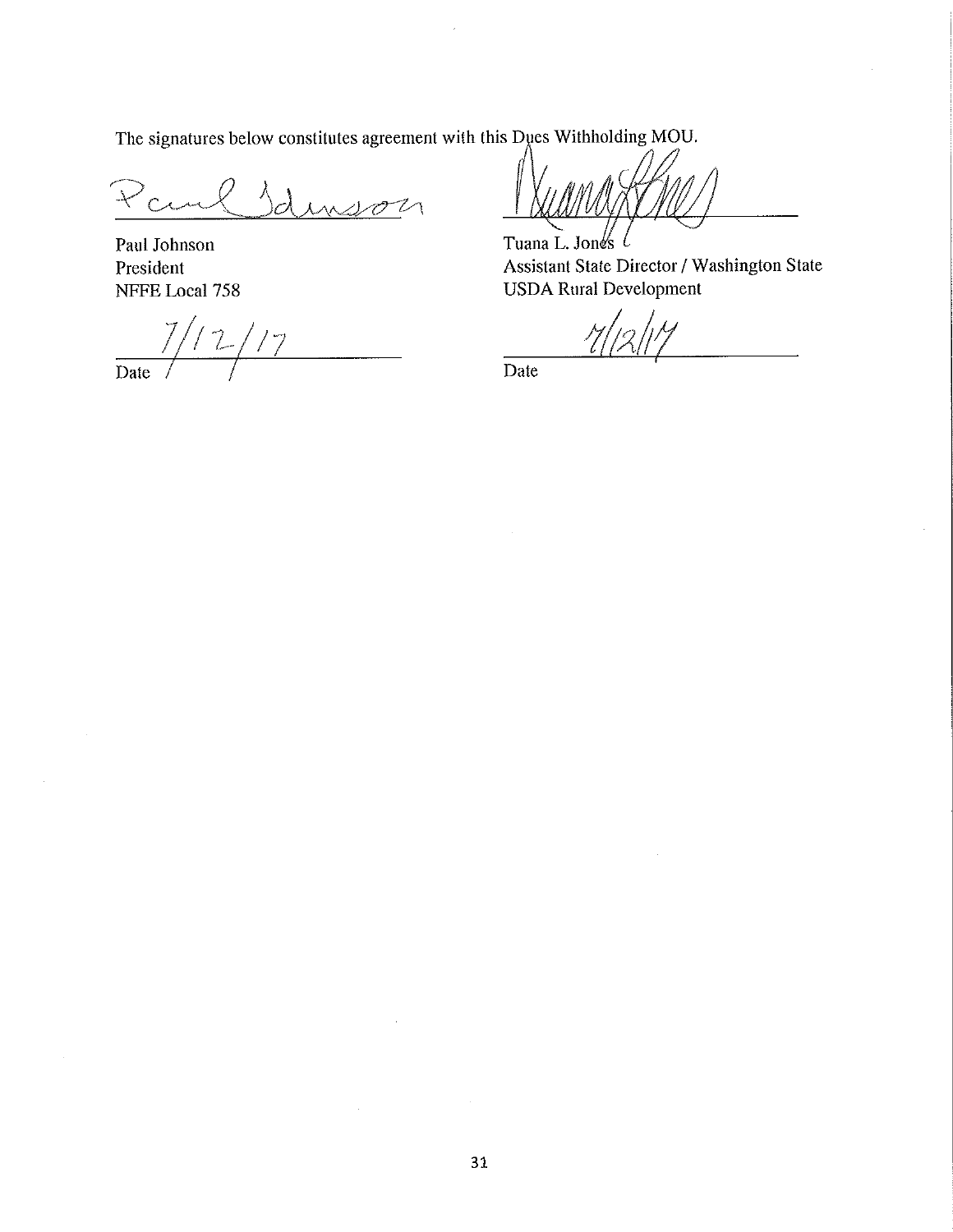The signatures below constitutes agreement with this Dues Withholding MOU.

| | |
|---|---|
| Paul Johnson | Tuana L. Jones |
| President | Assistant State Director / Washington State |
| NFFE Local 758 | USDA Rural Development |
| 7/12/17 | 7/12/17 |
| Date | Date |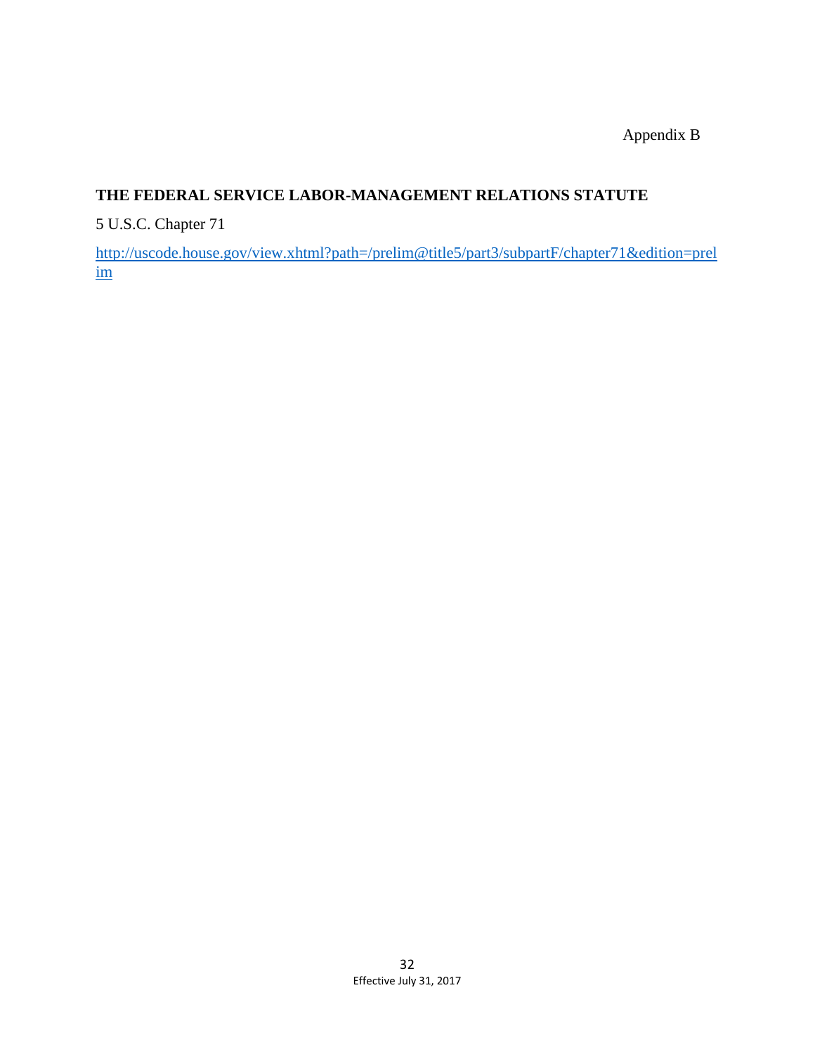Appendix B

**THE FEDERAL SERVICE LABOR-MANAGEMENT RELATIONS STATUTE**

5 U.S.C. Chapter 71

http://uscode.house.gov/view.xhtml?path=/prelim@title5/part3/subpartF/chapter71&edition=prelim

Effective July 31, 2017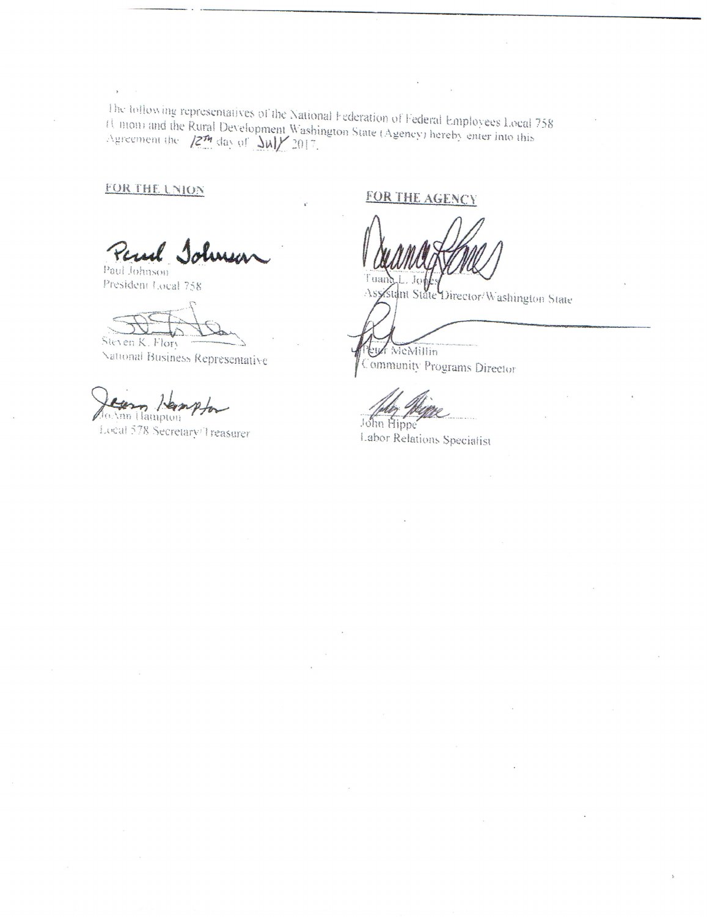The following representatives of the National Federation of Federal Employees Local 758 (Union) and the Rural Development Washington State (Agency) hereby enter into this Agreement the 12th day of July 2017.

**FOR THE UNION**

Paul Johnson
President Local 758

Steven K. Flory
National Business Representative

JoAnn Hampton
Local 578 Secretary/Treasurer

**FOR THE AGENCY**

Tuana L. Jones
Assistant State Director/Washington State

Peter McMillin
Community Programs Director

John Hippe
Labor Relations Specialist